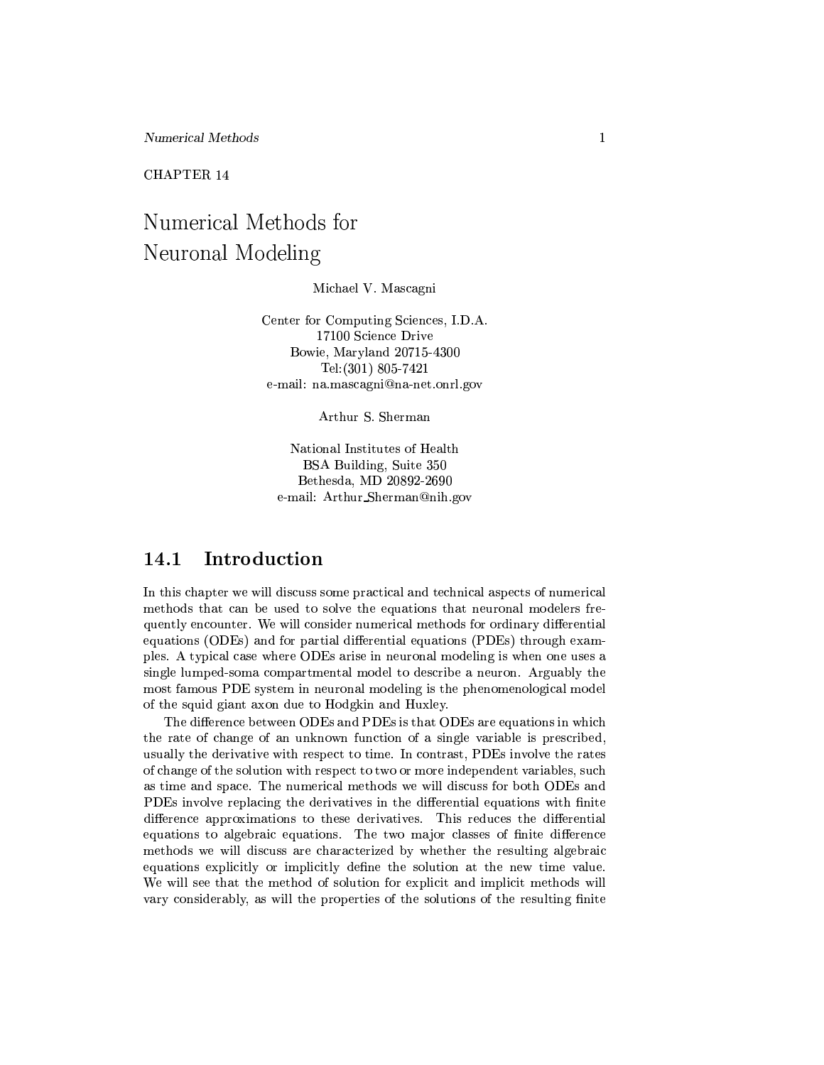CHAPTER 14

# Numerical Methods for Neuronal Modeling

Michael V. Mascagni

Center for Computing Sciences, I.D.A.
17100 Science Drive
Bowie, Maryland 20715-4300
Tel:(301) 805-7421
e-mail: na.mascagni@na-net.ornl.gov

Arthur S. Sherman

National Institutes of Health
BSA Building, Suite 350
Bethesda, MD 20892-2690
e-mail: Arthur_Sherman@nih.gov

## 14.1 Introduction

In this chapter we will discuss some practical and technical aspects of numerical methods that can be used to solve the equations that neuronal modelers frequently encounter. We will consider numerical methods for ordinary differential equations (ODEs) and for partial differential equations (PDEs) through examples. A typical case where ODEs arise in neuronal modeling is when one uses a single lumped-soma compartmental model to describe a neuron. Arguably the most famous PDE system in neuronal modeling is the phenomenological model of the squid giant axon due to Hodgkin and Huxley.

The difference between ODEs and PDEs is that ODEs are equations in which the rate of change of an unknown function of a single variable is prescribed, usually the derivative with respect to time. In contrast, PDEs involve the rates of change of the solution with respect to two or more independent variables, such as time and space. The numerical methods we will discuss for both ODEs and PDEs involve replacing the derivatives in the differential equations with finite difference approximations to these derivatives. This reduces the differential equations to algebraic equations. The two major classes of finite difference methods we will discuss are characterized by whether the resulting algebraic equations explicitly or implicitly define the solution at the new time value. We will see that the method of solution for explicit and implicit methods will vary considerably, as will the properties of the solutions of the resulting finite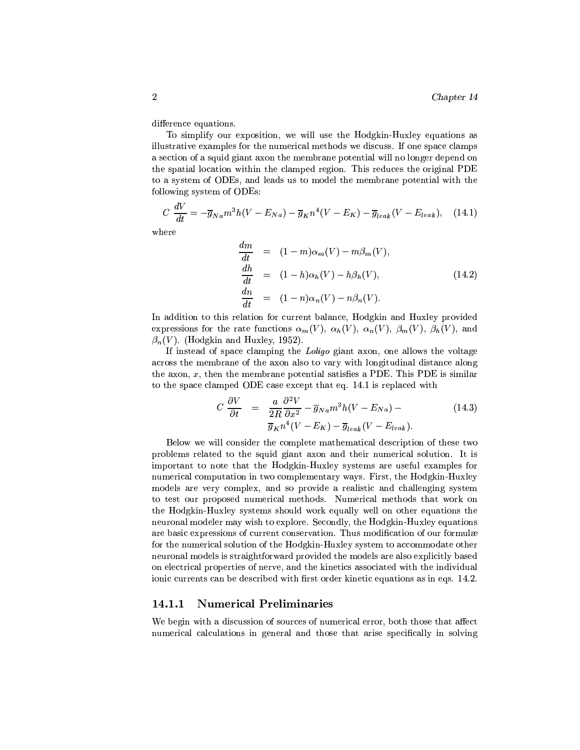difference equations.

To simplify our exposition, we will use the Hodgkin-Huxley equations as illustrative examples for the numerical methods we discuss. If one space clamps a section of a squid giant axon the membrane potential will no longer depend on the spatial location within the clamped region. This reduces the original PDE to a system of ODEs, and leads us to model the membrane potential with the following system of ODEs:

$$C\,\frac{dV}{dt} = -\overline{g}_{Na} m^3 h (V - E_{Na}) - \overline{g}_K n^4 (V - E_K) - \overline{g}_{leak}(V - E_{leak}), \tag{14.1}$$

where

$$\begin{aligned}
\frac{dm}{dt} &= (1-m)\alpha_m(V) - m\beta_m(V), \\
\frac{dh}{dt} &= (1-h)\alpha_h(V) - h\beta_h(V), \\
\frac{dn}{dt} &= (1-n)\alpha_n(V) - n\beta_n(V).
\end{aligned} \tag{14.2}$$

In addition to this relation for current balance, Hodgkin and Huxley provided expressions for the rate functions $\alpha_m(V)$, $\alpha_h(V)$, $\alpha_n(V)$, $\beta_m(V)$, $\beta_h(V)$, and $\beta_n(V)$. (Hodgkin and Huxley, 1952).

If instead of space clamping the *Loligo* giant axon, one allows the voltage across the membrane of the axon also to vary with longitudinal distance along the axon, $x$, then the membrane potential satisfies a PDE. This PDE is similar to the space clamped ODE case except that eq. 14.1 is replaced with

$$\begin{aligned}
C\,\frac{\partial V}{\partial t} &= \frac{a}{2R}\frac{\partial^2 V}{\partial x^2} - \overline{g}_{Na} m^3 h (V - E_{Na}) - \\
&\quad\ \overline{g}_K n^4 (V - E_K) - \overline{g}_{leak}(V - E_{leak}).
\end{aligned} \tag{14.3}$$

Below we will consider the complete mathematical description of these two problems related to the squid giant axon and their numerical solution. It is important to note that the Hodgkin-Huxley systems are useful examples for numerical computation in two complementary ways. First, the Hodgkin-Huxley models are very complex, and so provide a realistic and challenging system to test our proposed numerical methods. Numerical methods that work on the Hodgkin-Huxley systems should work equally well on other equations the neuronal modeler may wish to explore. Secondly, the Hodgkin-Huxley equations are basic expressions of current conservation. Thus modification of our formulæ for the numerical solution of the Hodgkin-Huxley system to accommodate other neuronal models is straightforward provided the models are also explicitly based on electrical properties of nerve, and the kinetics associated with the individual ionic currents can be described with first order kinetic equations as in eqs. 14.2.

### 14.1.1 Numerical Preliminaries

We begin with a discussion of sources of numerical error, both those that affect numerical calculations in general and those that arise specifically in solving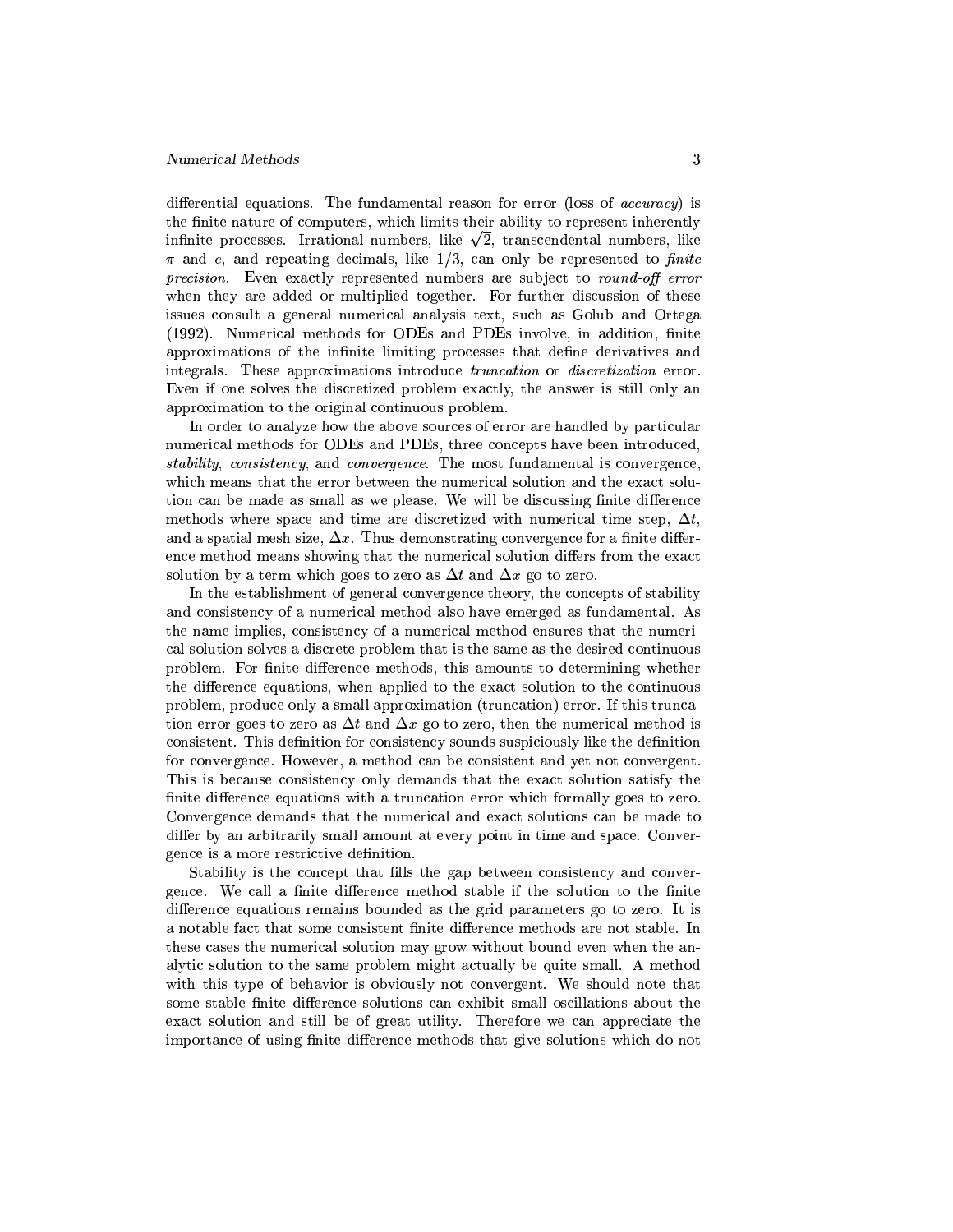differential equations. The fundamental reason for error (loss of *accuracy*) is the finite nature of computers, which limits their ability to represent inherently infinite processes. Irrational numbers, like $\sqrt{2}$, transcendental numbers, like $\pi$ and $e$, and repeating decimals, like $1/3$, can only be represented to *finite precision*. Even exactly represented numbers are subject to *round-off error* when they are added or multiplied together. For further discussion of these issues consult a general numerical analysis text, such as Golub and Ortega (1992). Numerical methods for ODEs and PDEs involve, in addition, finite approximations of the infinite limiting processes that define derivatives and integrals. These approximations introduce *truncation* or *discretization* error. Even if one solves the discretized problem exactly, the answer is still only an approximation to the original continuous problem.

In order to analyze how the above sources of error are handled by particular numerical methods for ODEs and PDEs, three concepts have been introduced, *stability*, *consistency*, and *convergence*. The most fundamental is convergence, which means that the error between the numerical solution and the exact solution can be made as small as we please. We will be discussing finite difference methods where space and time are discretized with numerical time step, $\Delta t$, and a spatial mesh size, $\Delta x$. Thus demonstrating convergence for a finite difference method means showing that the numerical solution differs from the exact solution by a term which goes to zero as $\Delta t$ and $\Delta x$ go to zero.

In the establishment of general convergence theory, the concepts of stability and consistency of a numerical method also have emerged as fundamental. As the name implies, consistency of a numerical method ensures that the numerical solution solves a discrete problem that is the same as the desired continuous problem. For finite difference methods, this amounts to determining whether the difference equations, when applied to the exact solution to the continuous problem, produce only a small approximation (truncation) error. If this truncation error goes to zero as $\Delta t$ and $\Delta x$ go to zero, then the numerical method is consistent. This definition for consistency sounds suspiciously like the definition for convergence. However, a method can be consistent and yet not convergent. This is because consistency only demands that the exact solution satisfy the finite difference equations with a truncation error which formally goes to zero. Convergence demands that the numerical and exact solutions can be made to differ by an arbitrarily small amount at every point in time and space. Convergence is a more restrictive definition.

Stability is the concept that fills the gap between consistency and convergence. We call a finite difference method stable if the solution to the finite difference equations remains bounded as the grid parameters go to zero. It is a notable fact that some consistent finite difference methods are not stable. In these cases the numerical solution may grow without bound even when the analytic solution to the same problem might actually be quite small. A method with this type of behavior is obviously not convergent. We should note that some stable finite difference solutions can exhibit small oscillations about the exact solution and still be of great utility. Therefore we can appreciate the importance of using finite difference methods that give solutions which do not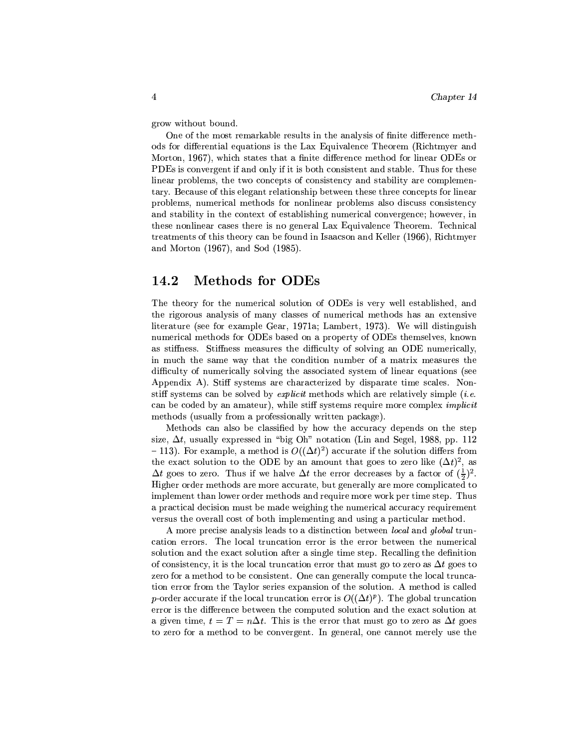grow without bound.

One of the most remarkable results in the analysis of finite difference methods for differential equations is the Lax Equivalence Theorem (Richtmyer and Morton, 1967), which states that a finite difference method for linear ODEs or PDEs is convergent if and only if it is both consistent and stable. Thus for these linear problems, the two concepts of consistency and stability are complementary. Because of this elegant relationship between these three concepts for linear problems, numerical methods for nonlinear problems also discuss consistency and stability in the context of establishing numerical convergence; however, in these nonlinear cases there is no general Lax Equivalence Theorem. Technical treatments of this theory can be found in Isaacson and Keller (1966), Richtmyer and Morton (1967), and Sod (1985).

## 14.2 Methods for ODEs

The theory for the numerical solution of ODEs is very well established, and the rigorous analysis of many classes of numerical methods has an extensive literature (see for example Gear, 1971a; Lambert, 1973). We will distinguish numerical methods for ODEs based on a property of ODEs themselves, known as stiffness. Stiffness measures the difficulty of solving an ODE numerically, in much the same way that the condition number of a matrix measures the difficulty of numerically solving the associated system of linear equations (see Appendix A). Stiff systems are characterized by disparate time scales. Non-stiff systems can be solved by *explicit* methods which are relatively simple (*i.e.* can be coded by an amateur), while stiff systems require more complex *implicit* methods (usually from a professionally written package).

Methods can also be classified by how the accuracy depends on the step size, $\Delta t$, usually expressed in "big Oh" notation (Lin and Segel, 1988, pp. 112 – 113). For example, a method is $O((\Delta t)^2)$ accurate if the solution differs from the exact solution to the ODE by an amount that goes to zero like $(\Delta t)^2$, as $\Delta t$ goes to zero. Thus if we halve $\Delta t$ the error decreases by a factor of $(\frac{1}{2})^2$. Higher order methods are more accurate, but generally are more complicated to implement than lower order methods and require more work per time step. Thus a practical decision must be made weighing the numerical accuracy requirement versus the overall cost of both implementing and using a particular method.

A more precise analysis leads to a distinction between *local* and *global* truncation errors. The local truncation error is the error between the numerical solution and the exact solution after a single time step. Recalling the definition of consistency, it is the local truncation error that must go to zero as $\Delta t$ goes to zero for a method to be consistent. One can generally compute the local truncation error from the Taylor series expansion of the solution. A method is called $p$-order accurate if the local truncation error is $O((\Delta t)^p)$. The global truncation error is the difference between the computed solution and the exact solution at a given time, $t = T = n\Delta t$. This is the error that must go to zero as $\Delta t$ goes to zero for a method to be convergent. In general, one cannot merely use the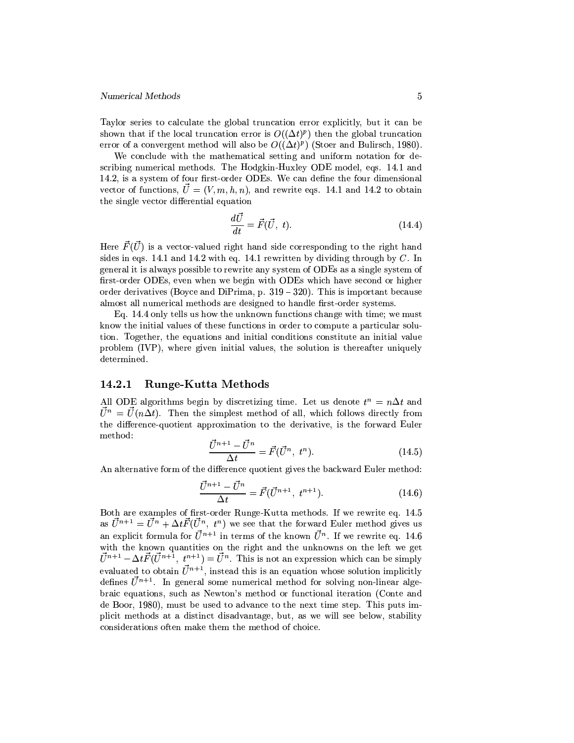Taylor series to calculate the global truncation error explicitly, but it can be shown that if the local truncation error is $O((\Delta t)^p)$ then the global truncation error of a convergent method will also be $O((\Delta t)^p)$ (Stoer and Bulirsch, 1980).

We conclude with the mathematical setting and uniform notation for describing numerical methods. The Hodgkin-Huxley ODE model, eqs. 14.1 and 14.2, is a system of four first-order ODEs. We can define the four dimensional vector of functions, $\vec{U} = (V, m, h, n)$, and rewrite eqs. 14.1 and 14.2 to obtain the single vector differential equation

$$\frac{d\vec{U}}{dt} = \vec{F}(\vec{U},\ t). \tag{14.4}$$

Here $\vec{F}(\vec{U})$ is a vector-valued right hand side corresponding to the right hand sides in eqs. 14.1 and 14.2 with eq. 14.1 rewritten by dividing through by $C$. In general it is always possible to rewrite any system of ODEs as a single system of first-order ODEs, even when we begin with ODEs which have second or higher order derivatives (Boyce and DiPrima, p. 319 – 320). This is important because almost all numerical methods are designed to handle first-order systems.

Eq. 14.4 only tells us how the unknown functions change with time; we must know the initial values of these functions in order to compute a particular solution. Together, the equations and initial conditions constitute an initial value problem (IVP), where given initial values, the solution is thereafter uniquely determined.

### 14.2.1 Runge-Kutta Methods

All ODE algorithms begin by discretizing time. Let us denote $t^n = n\Delta t$ and $\vec{U}^n = \vec{U}(n\Delta t)$. Then the simplest method of all, which follows directly from the difference-quotient approximation to the derivative, is the forward Euler method:

$$\frac{\vec{U}^{n+1} - \vec{U}^n}{\Delta t} = \vec{F}(\vec{U}^n,\ t^n). \tag{14.5}$$

An alternative form of the difference quotient gives the backward Euler method:

$$\frac{\vec{U}^{n+1} - \vec{U}^n}{\Delta t} = \vec{F}(\vec{U}^{n+1},\ t^{n+1}). \tag{14.6}$$

Both are examples of first-order Runge-Kutta methods. If we rewrite eq. 14.5 as $\vec{U}^{n+1} = \vec{U}^n + \Delta t \vec{F}(\vec{U}^n,\ t^n)$ we see that the forward Euler method gives us an explicit formula for $\vec{U}^{n+1}$ in terms of the known $\vec{U}^n$. If we rewrite eq. 14.6 with the known quantities on the right and the unknowns on the left we get $\vec{U}^{n+1} - \Delta t \vec{F}(\vec{U}^{n+1},\ t^{n+1}) = \vec{U}^n$. This is not an expression which can be simply evaluated to obtain $\vec{U}^{n+1}$, instead this is an equation whose solution implicitly defines $\vec{U}^{n+1}$. In general some numerical method for solving non-linear algebraic equations, such as Newton's method or functional iteration (Conte and de Boor, 1980), must be used to advance to the next time step. This puts implicit methods at a distinct disadvantage, but, as we will see below, stability considerations often make them the method of choice.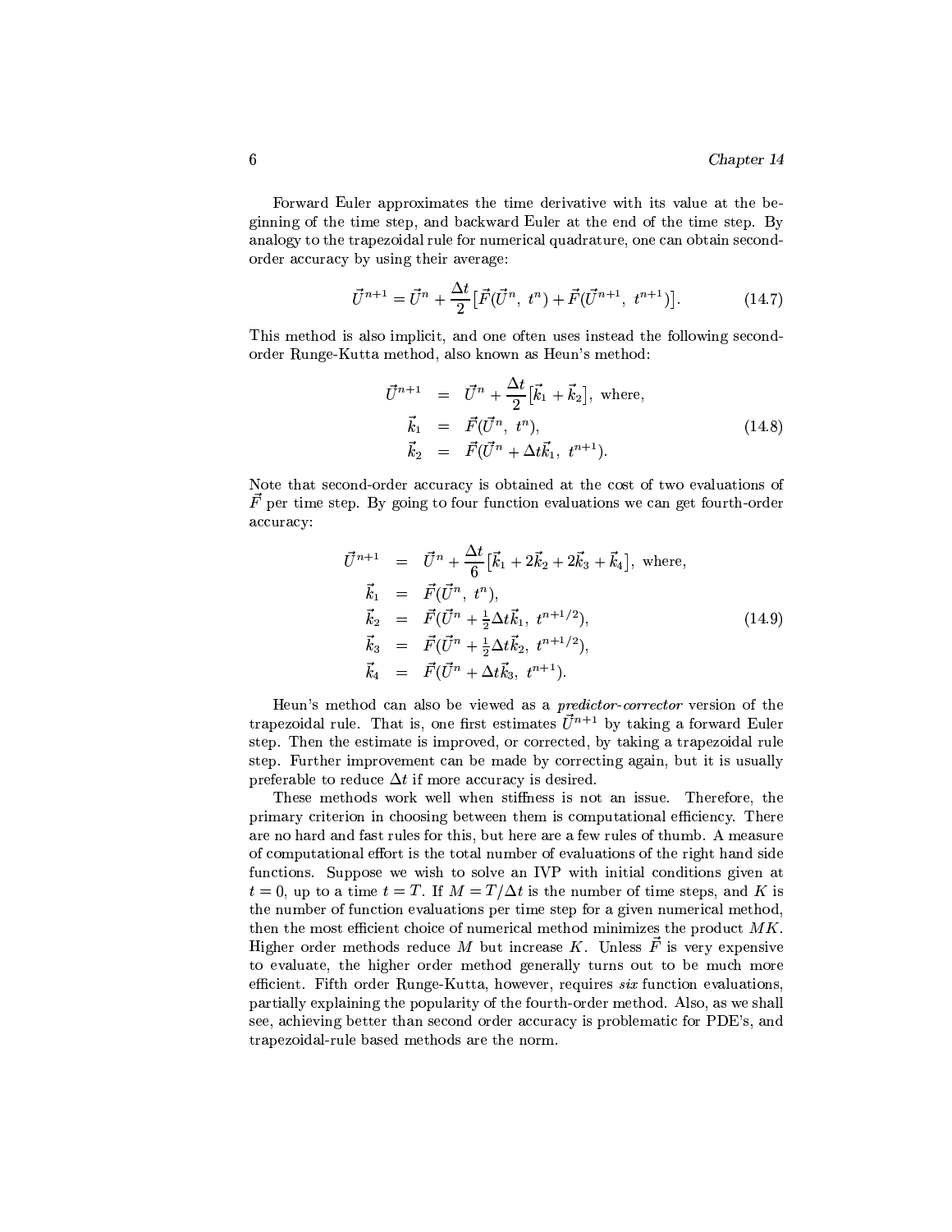Forward Euler approximates the time derivative with its value at the beginning of the time step, and backward Euler at the end of the time step. By analogy to the trapezoidal rule for numerical quadrature, one can obtain second-order accuracy by using their average:

$$\vec{U}^{n+1} = \vec{U}^n + \frac{\Delta t}{2}\big[\vec{F}(\vec{U}^n,\ t^n) + \vec{F}(\vec{U}^{n+1},\ t^{n+1})\big]. \tag{14.7}$$

This method is also implicit, and one often uses instead the following second-order Runge-Kutta method, also known as Heun's method:

$$\begin{aligned}
\vec{U}^{n+1} &= \vec{U}^n + \frac{\Delta t}{2}\big[\vec{k}_1 + \vec{k}_2\big],\ \text{where,} \\
\vec{k}_1 &= \vec{F}(\vec{U}^n,\ t^n), \\
\vec{k}_2 &= \vec{F}(\vec{U}^n + \Delta t \vec{k}_1,\ t^{n+1}).
\end{aligned} \tag{14.8}$$

Note that second-order accuracy is obtained at the cost of two evaluations of $\vec{F}$ per time step. By going to four function evaluations we can get fourth-order accuracy:

$$\begin{aligned}
\vec{U}^{n+1} &= \vec{U}^n + \frac{\Delta t}{6}\big[\vec{k}_1 + 2\vec{k}_2 + 2\vec{k}_3 + \vec{k}_4\big],\ \text{where,} \\
\vec{k}_1 &= \vec{F}(\vec{U}^n,\ t^n), \\
\vec{k}_2 &= \vec{F}(\vec{U}^n + \tfrac{1}{2}\Delta t \vec{k}_1,\ t^{n+1/2}), \\
\vec{k}_3 &= \vec{F}(\vec{U}^n + \tfrac{1}{2}\Delta t \vec{k}_2,\ t^{n+1/2}), \\
\vec{k}_4 &= \vec{F}(\vec{U}^n + \Delta t \vec{k}_3,\ t^{n+1}).
\end{aligned} \tag{14.9}$$

Heun's method can also be viewed as a *predictor-corrector* version of the trapezoidal rule. That is, one first estimates $\vec{U}^{n+1}$ by taking a forward Euler step. Then the estimate is improved, or corrected, by taking a trapezoidal rule step. Further improvement can be made by correcting again, but it is usually preferable to reduce $\Delta t$ if more accuracy is desired.

These methods work well when stiffness is not an issue. Therefore, the primary criterion in choosing between them is computational efficiency. There are no hard and fast rules for this, but here are a few rules of thumb. A measure of computational effort is the total number of evaluations of the right hand side functions. Suppose we wish to solve an IVP with initial conditions given at $t = 0$, up to a time $t = T$. If $M = T/\Delta t$ is the number of time steps, and $K$ is the number of function evaluations per time step for a given numerical method, then the most efficient choice of numerical method minimizes the product $MK$. Higher order methods reduce $M$ but increase $K$. Unless $\vec{F}$ is very expensive to evaluate, the higher order method generally turns out to be much more efficient. Fifth order Runge-Kutta, however, requires *six* function evaluations, partially explaining the popularity of the fourth-order method. Also, as we shall see, achieving better than second order accuracy is problematic for PDE's, and trapezoidal-rule based methods are the norm.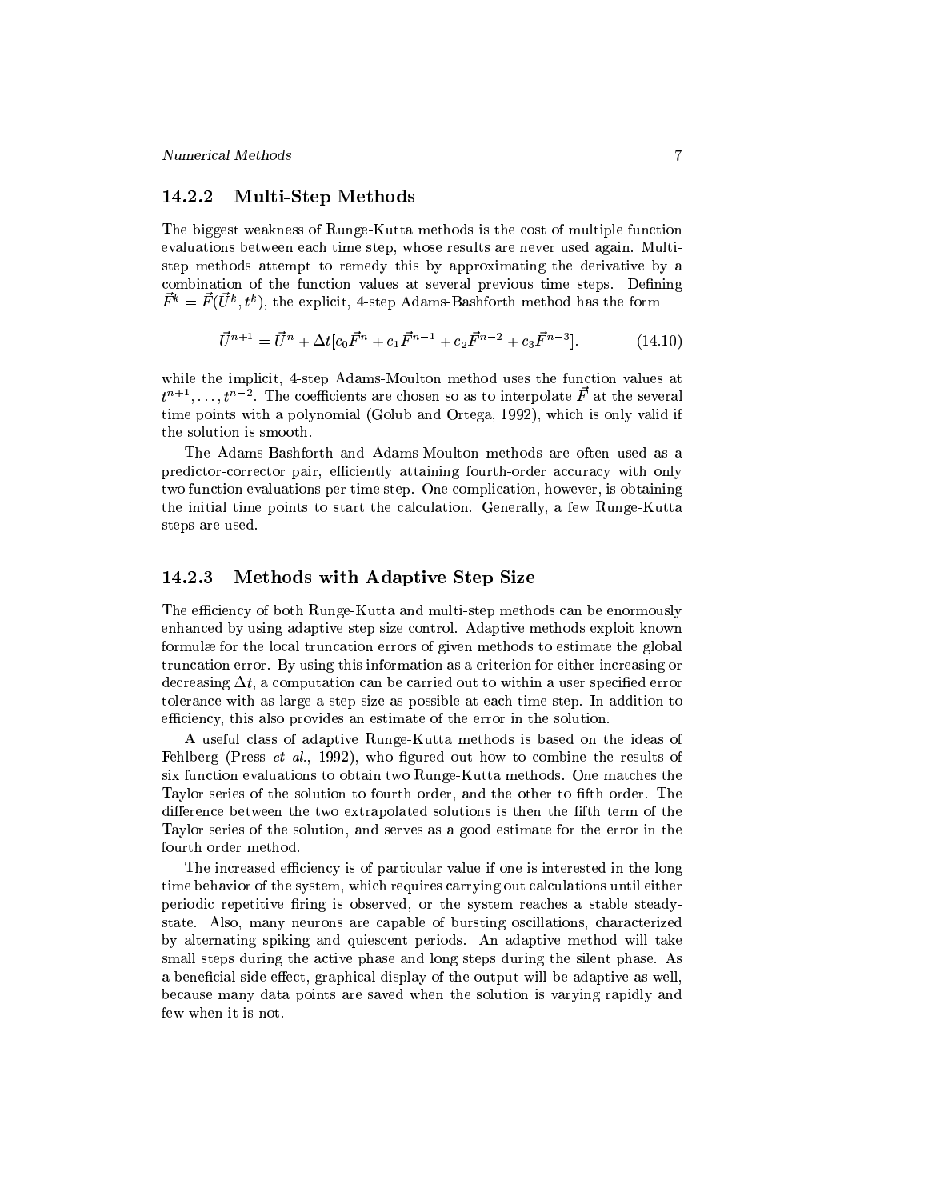### 14.2.2 Multi-Step Methods

The biggest weakness of Runge-Kutta methods is the cost of multiple function evaluations between each time step, whose results are never used again. Multi-step methods attempt to remedy this by approximating the derivative by a combination of the function values at several previous time steps. Defining $\vec{F}^k = \vec{F}(\vec{U}^k, t^k)$, the explicit, 4-step Adams-Bashforth method has the form

$$\vec{U}^{n+1} = \vec{U}^n + \Delta t[c_0\vec{F}^n + c_1\vec{F}^{n-1} + c_2\vec{F}^{n-2} + c_3\vec{F}^{n-3}]. \tag{14.10}$$

while the implicit, 4-step Adams-Moulton method uses the function values at $t^{n+1}, \ldots, t^{n-2}$. The coefficients are chosen so as to interpolate $\vec{F}$ at the several time points with a polynomial (Golub and Ortega, 1992), which is only valid if the solution is smooth.

The Adams-Bashforth and Adams-Moulton methods are often used as a predictor-corrector pair, efficiently attaining fourth-order accuracy with only two function evaluations per time step. One complication, however, is obtaining the initial time points to start the calculation. Generally, a few Runge-Kutta steps are used.

### 14.2.3 Methods with Adaptive Step Size

The efficiency of both Runge-Kutta and multi-step methods can be enormously enhanced by using adaptive step size control. Adaptive methods exploit known formulæ for the local truncation errors of given methods to estimate the global truncation error. By using this information as a criterion for either increasing or decreasing $\Delta t$, a computation can be carried out to within a user specified error tolerance with as large a step size as possible at each time step. In addition to efficiency, this also provides an estimate of the error in the solution.

A useful class of adaptive Runge-Kutta methods is based on the ideas of Fehlberg (Press *et al.*, 1992), who figured out how to combine the results of six function evaluations to obtain two Runge-Kutta methods. One matches the Taylor series of the solution to fourth order, and the other to fifth order. The difference between the two extrapolated solutions is then the fifth term of the Taylor series of the solution, and serves as a good estimate for the error in the fourth order method.

The increased efficiency is of particular value if one is interested in the long time behavior of the system, which requires carrying out calculations until either periodic repetitive firing is observed, or the system reaches a stable steady-state. Also, many neurons are capable of bursting oscillations, characterized by alternating spiking and quiescent periods. An adaptive method will take small steps during the active phase and long steps during the silent phase. As a beneficial side effect, graphical display of the output will be adaptive as well, because many data points are saved when the solution is varying rapidly and few when it is not.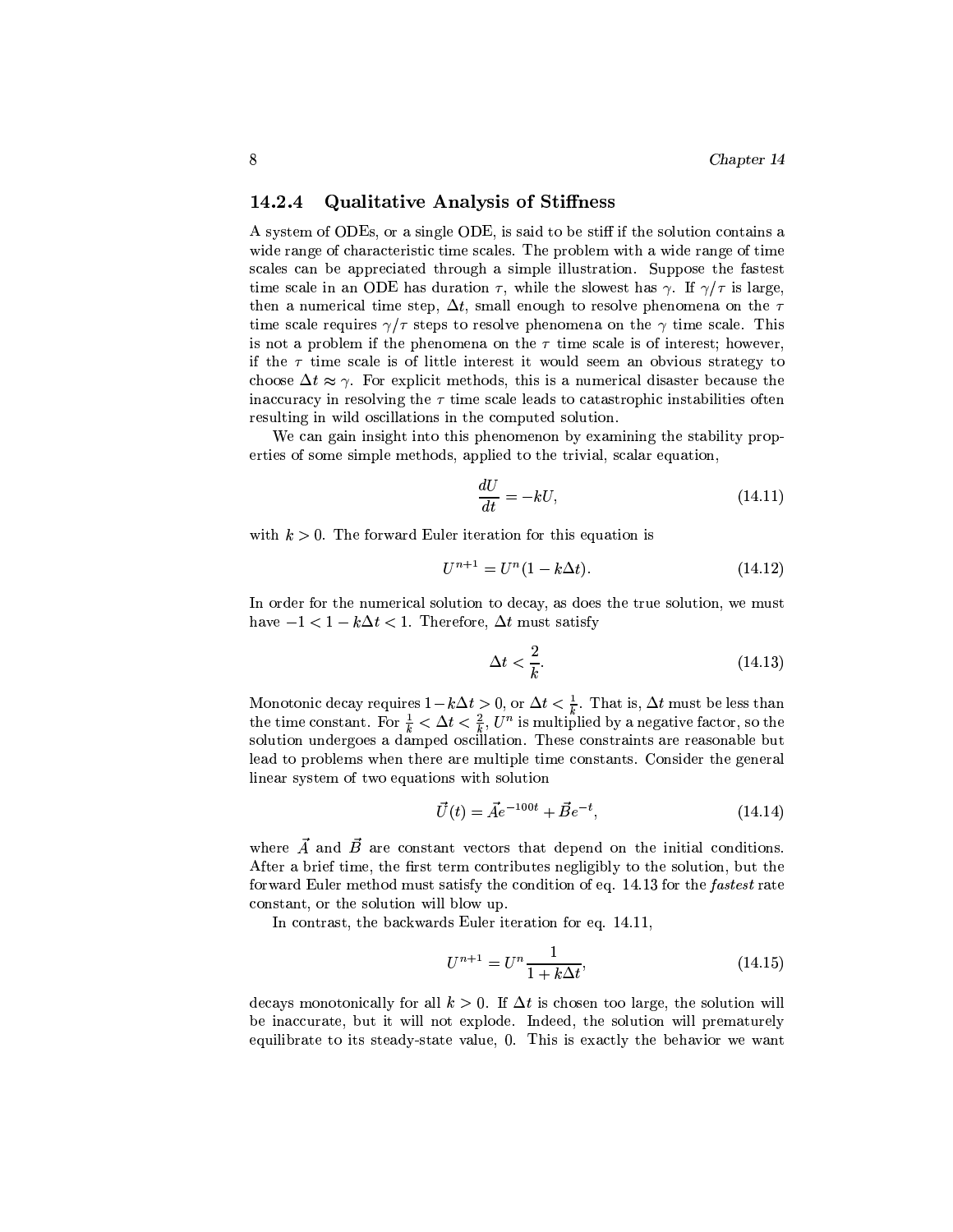### 14.2.4 Qualitative Analysis of Stiffness

A system of ODEs, or a single ODE, is said to be stiff if the solution contains a wide range of characteristic time scales. The problem with a wide range of time scales can be appreciated through a simple illustration. Suppose the fastest time scale in an ODE has duration $\tau$, while the slowest has $\gamma$. If $\gamma/\tau$ is large, then a numerical time step, $\Delta t$, small enough to resolve phenomena on the $\tau$ time scale requires $\gamma/\tau$ steps to resolve phenomena on the $\gamma$ time scale. This is not a problem if the phenomena on the $\tau$ time scale is of interest; however, if the $\tau$ time scale is of little interest it would seem an obvious strategy to choose $\Delta t \approx \gamma$. For explicit methods, this is a numerical disaster because the inaccuracy in resolving the $\tau$ time scale leads to catastrophic instabilities often resulting in wild oscillations in the computed solution.

We can gain insight into this phenomenon by examining the stability properties of some simple methods, applied to the trivial, scalar equation,

$$\frac{dU}{dt} = -kU, \tag{14.11}$$

with $k > 0$. The forward Euler iteration for this equation is

$$U^{n+1} = U^n(1 - k\Delta t). \tag{14.12}$$

In order for the numerical solution to decay, as does the true solution, we must have $-1 < 1 - k\Delta t < 1$. Therefore, $\Delta t$ must satisfy

$$\Delta t < \frac{2}{k}. \tag{14.13}$$

Monotonic decay requires $1 - k\Delta t > 0$, or $\Delta t < \frac{1}{k}$. That is, $\Delta t$ must be less than the time constant. For $\frac{1}{k} < \Delta t < \frac{2}{k}$, $U^n$ is multiplied by a negative factor, so the solution undergoes a damped oscillation. These constraints are reasonable but lead to problems when there are multiple time constants. Consider the general linear system of two equations with solution

$$\vec{U}(t) = \vec{A}e^{-100t} + \vec{B}e^{-t}, \tag{14.14}$$

where $\vec{A}$ and $\vec{B}$ are constant vectors that depend on the initial conditions. After a brief time, the first term contributes negligibly to the solution, but the forward Euler method must satisfy the condition of eq. 14.13 for the *fastest* rate constant, or the solution will blow up.

In contrast, the backwards Euler iteration for eq. 14.11,

$$U^{n+1} = U^n \frac{1}{1 + k\Delta t}, \tag{14.15}$$

decays monotonically for all $k > 0$. If $\Delta t$ is chosen too large, the solution will be inaccurate, but it will not explode. Indeed, the solution will prematurely equilibrate to its steady-state value, 0. This is exactly the behavior we want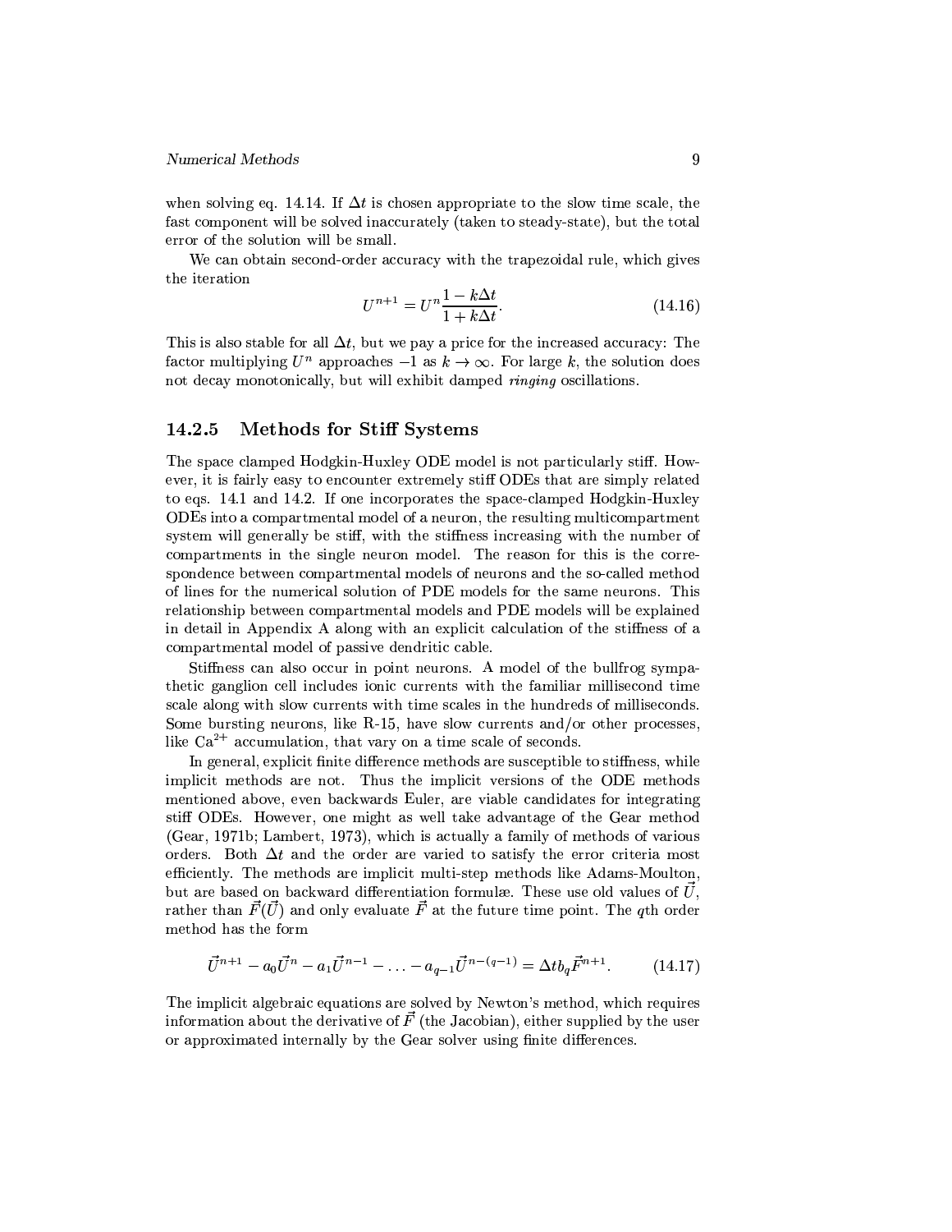when solving eq. 14.14. If $\Delta t$ is chosen appropriate to the slow time scale, the fast component will be solved inaccurately (taken to steady-state), but the total error of the solution will be small.

We can obtain second-order accuracy with the trapezoidal rule, which gives the iteration

$$U^{n+1} = U^n \frac{1 - k\Delta t}{1 + k\Delta t}. \tag{14.16}$$

This is also stable for all $\Delta t$, but we pay a price for the increased accuracy: The factor multiplying $U^n$ approaches $-1$ as $k \to \infty$. For large $k$, the solution does not decay monotonically, but will exhibit damped *ringing* oscillations.

### 14.2.5 Methods for Stiff Systems

The space clamped Hodgkin-Huxley ODE model is not particularly stiff. However, it is fairly easy to encounter extremely stiff ODEs that are simply related to eqs. 14.1 and 14.2. If one incorporates the space-clamped Hodgkin-Huxley ODEs into a compartmental model of a neuron, the resulting multicompartment system will generally be stiff, with the stiffness increasing with the number of compartments in the single neuron model. The reason for this is the correspondence between compartmental models of neurons and the so-called method of lines for the numerical solution of PDE models for the same neurons. This relationship between compartmental models and PDE models will be explained in detail in Appendix A along with an explicit calculation of the stiffness of a compartmental model of passive dendritic cable.

Stiffness can also occur in point neurons. A model of the bullfrog sympathetic ganglion cell includes ionic currents with the familiar millisecond time scale along with slow currents with time scales in the hundreds of milliseconds. Some bursting neurons, like R-15, have slow currents and/or other processes, like $Ca^{2+}$ accumulation, that vary on a time scale of seconds.

In general, explicit finite difference methods are susceptible to stiffness, while implicit methods are not. Thus the implicit versions of the ODE methods mentioned above, even backwards Euler, are viable candidates for integrating stiff ODEs. However, one might as well take advantage of the Gear method (Gear, 1971b; Lambert, 1973), which is actually a family of methods of various orders. Both $\Delta t$ and the order are varied to satisfy the error criteria most efficiently. The methods are implicit multi-step methods like Adams-Moulton, but are based on backward differentiation formulæ. These use old values of $\vec{U}$, rather than $\vec{F}(\vec{U})$ and only evaluate $\vec{F}$ at the future time point. The $q$th order method has the form

$$\vec{U}^{n+1} - a_0\vec{U}^n - a_1\vec{U}^{n-1} - \ldots - a_{q-1}\vec{U}^{n-(q-1)} = \Delta t b_q \vec{F}^{n+1}. \tag{14.17}$$

The implicit algebraic equations are solved by Newton's method, which requires information about the derivative of $\vec{F}$ (the Jacobian), either supplied by the user or approximated internally by the Gear solver using finite differences.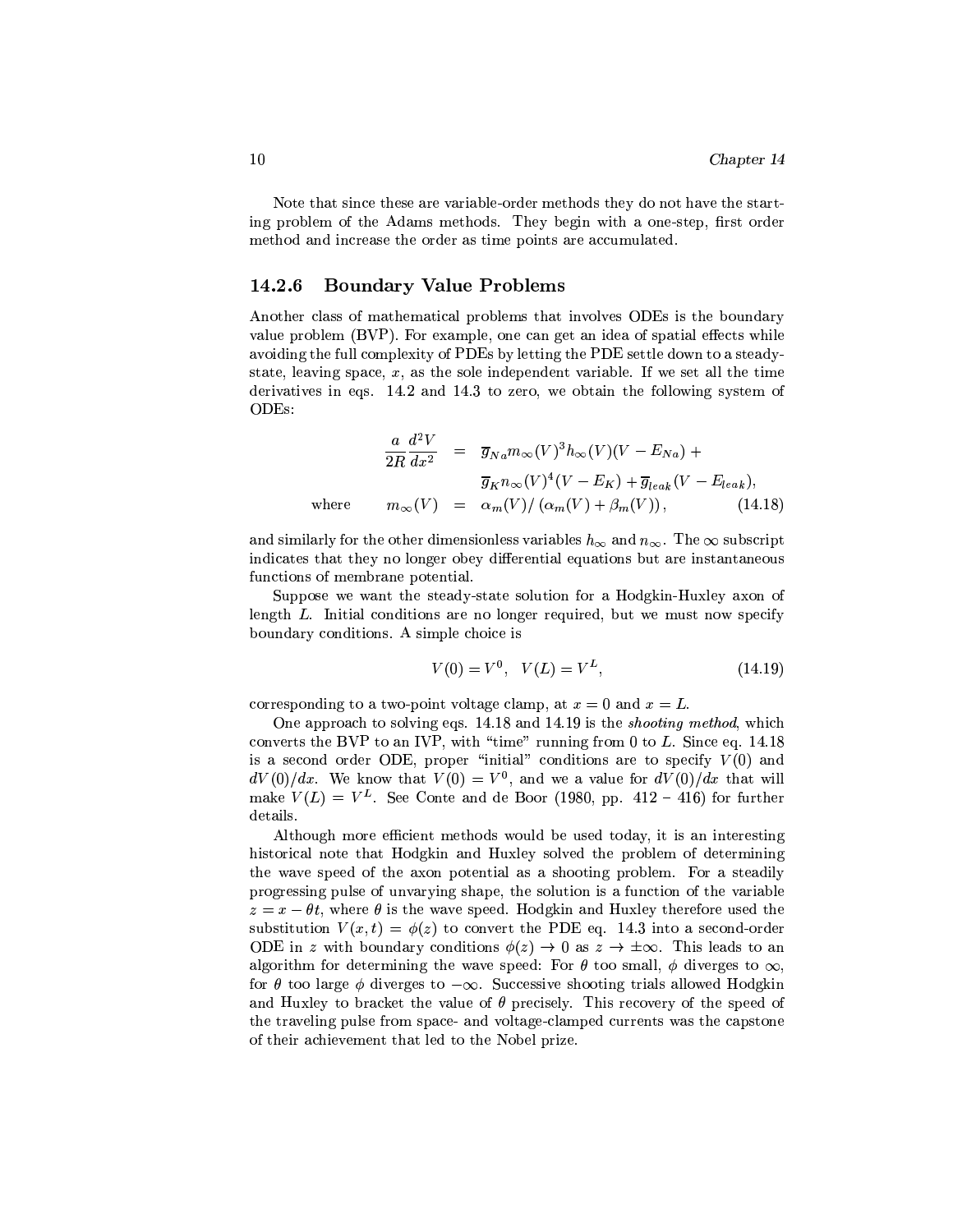Note that since these are variable-order methods they do not have the starting problem of the Adams methods. They begin with a one-step, first order method and increase the order as time points are accumulated.

### 14.2.6 Boundary Value Problems

Another class of mathematical problems that involves ODEs is the boundary value problem (BVP). For example, one can get an idea of spatial effects while avoiding the full complexity of PDEs by letting the PDE settle down to a steady-state, leaving space, $x$, as the sole independent variable. If we set all the time derivatives in eqs. 14.2 and 14.3 to zero, we obtain the following system of ODEs:

$$
\begin{aligned}
\frac{a}{2R}\frac{d^2V}{dx^2} &= \overline{g}_{Na} m_\infty(V)^3 h_\infty(V)(V - E_{Na}) + \\
&\quad \overline{g}_K n_\infty(V)^4 (V - E_K) + \overline{g}_{leak}(V - E_{leak}), \\
\text{where} \quad m_\infty(V) &= \alpha_m(V) / \left(\alpha_m(V) + \beta_m(V)\right), \qquad (14.18)
\end{aligned}
$$

and similarly for the other dimensionless variables $h_\infty$ and $n_\infty$. The $\infty$ subscript indicates that they no longer obey differential equations but are instantaneous functions of membrane potential.

Suppose we want the steady-state solution for a Hodgkin-Huxley axon of length $L$. Initial conditions are no longer required, but we must now specify boundary conditions. A simple choice is

$$
V(0) = V^0, \quad V(L) = V^L, \qquad (14.19)
$$

corresponding to a two-point voltage clamp, at $x = 0$ and $x = L$.

One approach to solving eqs. 14.18 and 14.19 is the *shooting method*, which converts the BVP to an IVP, with "time" running from 0 to $L$. Since eq. 14.18 is a second order ODE, proper "initial" conditions are to specify $V(0)$ and $dV(0)/dx$. We know that $V(0) = V^0$, and we a value for $dV(0)/dx$ that will make $V(L) = V^L$. See Conte and de Boor (1980, pp. 412 – 416) for further details.

Although more efficient methods would be used today, it is an interesting historical note that Hodgkin and Huxley solved the problem of determining the wave speed of the axon potential as a shooting problem. For a steadily progressing pulse of unvarying shape, the solution is a function of the variable $z = x - \theta t$, where $\theta$ is the wave speed. Hodgkin and Huxley therefore used the substitution $V(x,t) = \phi(z)$ to convert the PDE eq. 14.3 into a second-order ODE in $z$ with boundary conditions $\phi(z) \to 0$ as $z \to \pm\infty$. This leads to an algorithm for determining the wave speed: For $\theta$ too small, $\phi$ diverges to $\infty$, for $\theta$ too large $\phi$ diverges to $-\infty$. Successive shooting trials allowed Hodgkin and Huxley to bracket the value of $\theta$ precisely. This recovery of the speed of the traveling pulse from space- and voltage-clamped currents was the capstone of their achievement that led to the Nobel prize.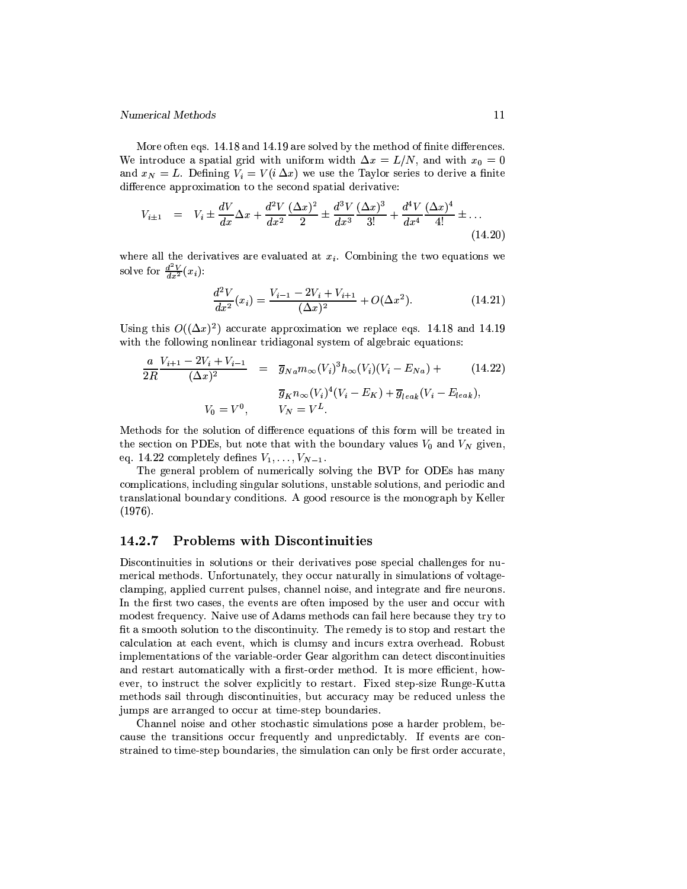More often eqs. 14.18 and 14.19 are solved by the method of finite differences. We introduce a spatial grid with uniform width $\Delta x = L/N$, and with $x_0 = 0$ and $x_N = L$. Defining $V_i = V(i\,\Delta x)$ we use the Taylor series to derive a finite difference approximation to the second spatial derivative:

$$V_{i\pm 1} = V_i \pm \frac{dV}{dx}\Delta x + \frac{d^2V}{dx^2}\frac{(\Delta x)^2}{2} \pm \frac{d^3V}{dx^3}\frac{(\Delta x)^3}{3!} + \frac{d^4V}{dx^4}\frac{(\Delta x)^4}{4!} \pm \ldots \tag{14.20}$$

where all the derivatives are evaluated at $x_i$. Combining the two equations we solve for $\frac{d^2V}{dx^2}(x_i)$:

$$\frac{d^2V}{dx^2}(x_i) = \frac{V_{i-1} - 2V_i + V_{i+1}}{(\Delta x)^2} + O(\Delta x^2). \tag{14.21}$$

Using this $O((\Delta x)^2)$ accurate approximation we replace eqs. 14.18 and 14.19 with the following nonlinear tridiagonal system of algebraic equations:

$$\begin{aligned} \frac{a}{2R}\frac{V_{i+1} - 2V_i + V_{i-1}}{(\Delta x)^2} &= \overline{g}_{Na} m_\infty(V_i)^3 h_\infty(V_i)(V_i - E_{Na}) + \\ &\quad \overline{g}_K n_\infty(V_i)^4 (V_i - E_K) + \overline{g}_{leak}(V_i - E_{leak}), \\ V_0 = V^0, &\qquad V_N = V^L. \end{aligned} \tag{14.22}$$

Methods for the solution of difference equations of this form will be treated in the section on PDEs, but note that with the boundary values $V_0$ and $V_N$ given, eq. 14.22 completely defines $V_1, \ldots, V_{N-1}$.

The general problem of numerically solving the BVP for ODEs has many complications, including singular solutions, unstable solutions, and periodic and translational boundary conditions. A good resource is the monograph by Keller (1976).

### 14.2.7 Problems with Discontinuities

Discontinuities in solutions or their derivatives pose special challenges for numerical methods. Unfortunately, they occur naturally in simulations of voltage-clamping, applied current pulses, channel noise, and integrate and fire neurons. In the first two cases, the events are often imposed by the user and occur with modest frequency. Naive use of Adams methods can fail here because they try to fit a smooth solution to the discontinuity. The remedy is to stop and restart the calculation at each event, which is clumsy and incurs extra overhead. Robust implementations of the variable-order Gear algorithm can detect discontinuities and restart automatically with a first-order method. It is more efficient, however, to instruct the solver explicitly to restart. Fixed step-size Runge-Kutta methods sail through discontinuities, but accuracy may be reduced unless the jumps are arranged to occur at time-step boundaries.

Channel noise and other stochastic simulations pose a harder problem, because the transitions occur frequently and unpredictably. If events are constrained to time-step boundaries, the simulation can only be first order accurate,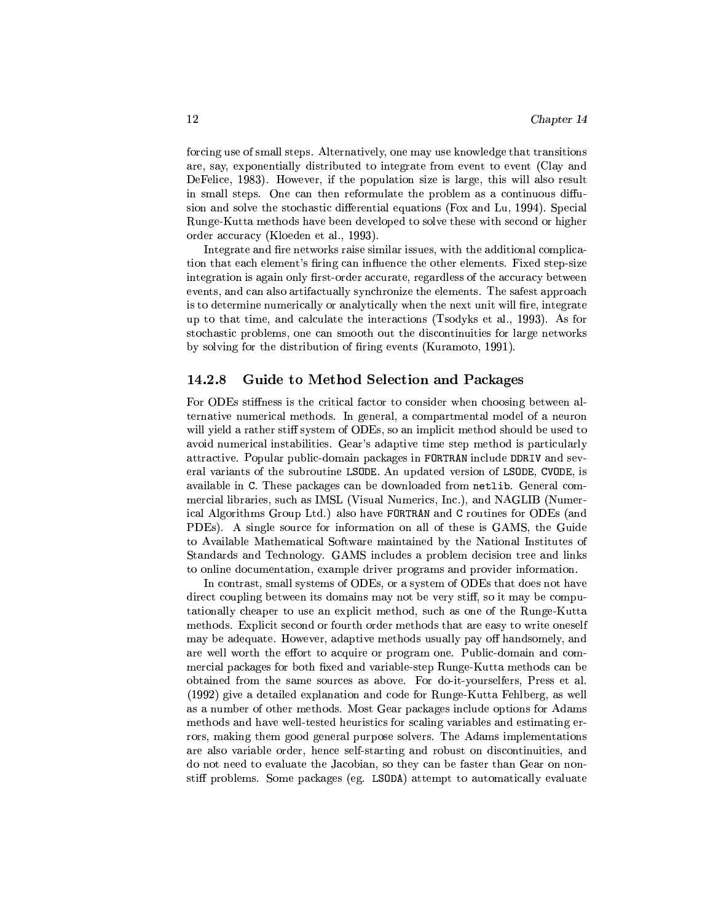forcing use of small steps. Alternatively, one may use knowledge that transitions are, say, exponentially distributed to integrate from event to event (Clay and DeFelice, 1983). However, if the population size is large, this will also result in small steps. One can then reformulate the problem as a continuous diffusion and solve the stochastic differential equations (Fox and Lu, 1994). Special Runge-Kutta methods have been developed to solve these with second or higher order accuracy (Kloeden et al., 1993).

Integrate and fire networks raise similar issues, with the additional complication that each element's firing can influence the other elements. Fixed step-size integration is again only first-order accurate, regardless of the accuracy between events, and can also artifactually synchronize the elements. The safest approach is to determine numerically or analytically when the next unit will fire, integrate up to that time, and calculate the interactions (Tsodyks et al., 1993). As for stochastic problems, one can smooth out the discontinuities for large networks by solving for the distribution of firing events (Kuramoto, 1991).

### 14.2.8 Guide to Method Selection and Packages

For ODEs stiffness is the critical factor to consider when choosing between alternative numerical methods. In general, a compartmental model of a neuron will yield a rather stiff system of ODEs, so an implicit method should be used to avoid numerical instabilities. Gear's adaptive time step method is particularly attractive. Popular public-domain packages in `FORTRAN` include `DDRIV` and several variants of the subroutine `LSODE`. An updated version of `LSODE`, `CVODE`, is available in `C`. These packages can be downloaded from `netlib`. General commercial libraries, such as IMSL (Visual Numerics, Inc.), and NAGLIB (Numerical Algorithms Group Ltd.) also have `FORTRAN` and `C` routines for ODEs (and PDEs). A single source for information on all of these is GAMS, the Guide to Available Mathematical Software maintained by the National Institutes of Standards and Technology. GAMS includes a problem decision tree and links to online documentation, example driver programs and provider information.

In contrast, small systems of ODEs, or a system of ODEs that does not have direct coupling between its domains may not be very stiff, so it may be computationally cheaper to use an explicit method, such as one of the Runge-Kutta methods. Explicit second or fourth order methods that are easy to write oneself may be adequate. However, adaptive methods usually pay off handsomely, and are well worth the effort to acquire or program one. Public-domain and commercial packages for both fixed and variable-step Runge-Kutta methods can be obtained from the same sources as above. For do-it-yourselfers, Press et al. (1992) give a detailed explanation and code for Runge-Kutta Fehlberg, as well as a number of other methods. Most Gear packages include options for Adams methods and have well-tested heuristics for scaling variables and estimating errors, making them good general purpose solvers. The Adams implementations are also variable order, hence self-starting and robust on discontinuities, and do not need to evaluate the Jacobian, so they can be faster than Gear on non-stiff problems. Some packages (eg. `LSODA`) attempt to automatically evaluate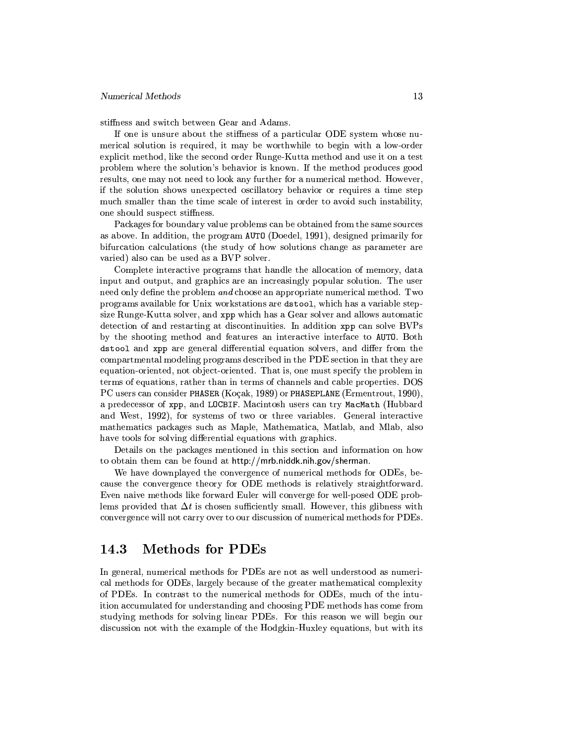stiffness and switch between Gear and Adams.

If one is unsure about the stiffness of a particular ODE system whose numerical solution is required, it may be worthwhile to begin with a low-order explicit method, like the second order Runge-Kutta method and use it on a test problem where the solution's behavior is known. If the method produces good results, one may not need to look any further for a numerical method. However, if the solution shows unexpected oscillatory behavior or requires a time step much smaller than the time scale of interest in order to avoid such instability, one should suspect stiffness.

Packages for boundary value problems can be obtained from the same sources as above. In addition, the program `AUTO` (Doedel, 1991), designed primarily for bifurcation calculations (the study of how solutions change as parameter are varied) also can be used as a BVP solver.

Complete interactive programs that handle the allocation of memory, data input and output, and graphics are an increasingly popular solution. The user need only define the problem *and* choose an appropriate numerical method. Two programs available for Unix workstations are `dstool`, which has a variable stepsize Runge-Kutta solver, and `xpp` which has a Gear solver and allows automatic detection of and restarting at discontinuities. In addition `xpp` can solve BVPs by the shooting method and features an interactive interface to `AUTO`. Both `dstool` and `xpp` are general differential equation solvers, and differ from the compartmental modeling programs described in the PDE section in that they are equation-oriented, not object-oriented. That is, one must specify the problem in terms of equations, rather than in terms of channels and cable properties. DOS PC users can consider `PHASER` (Koçak, 1989) or `PHASEPLANE` (Ermentrout, 1990), a predecessor of `xpp`, and `LOCBIF`. Macintosh users can try `MacMath` (Hubbard and West, 1992), for systems of two or three variables. General interactive mathematics packages such as Maple, Mathematica, Matlab, and Mlab, also have tools for solving differential equations with graphics.

Details on the packages mentioned in this section and information on how to obtain them can be found at http://mrb.niddk.nih.gov/sherman.

We have downplayed the convergence of numerical methods for ODEs, because the convergence theory for ODE methods is relatively straightforward. Even naive methods like forward Euler will converge for well-posed ODE problems provided that $\Delta t$ is chosen sufficiently small. However, this glibness with convergence will not carry over to our discussion of numerical methods for PDEs.

## 14.3 Methods for PDEs

In general, numerical methods for PDEs are not as well understood as numerical methods for ODEs, largely because of the greater mathematical complexity of PDEs. In contrast to the numerical methods for ODEs, much of the intuition accumulated for understanding and choosing PDE methods has come from studying methods for solving linear PDEs. For this reason we will begin our discussion not with the example of the Hodgkin-Huxley equations, but with its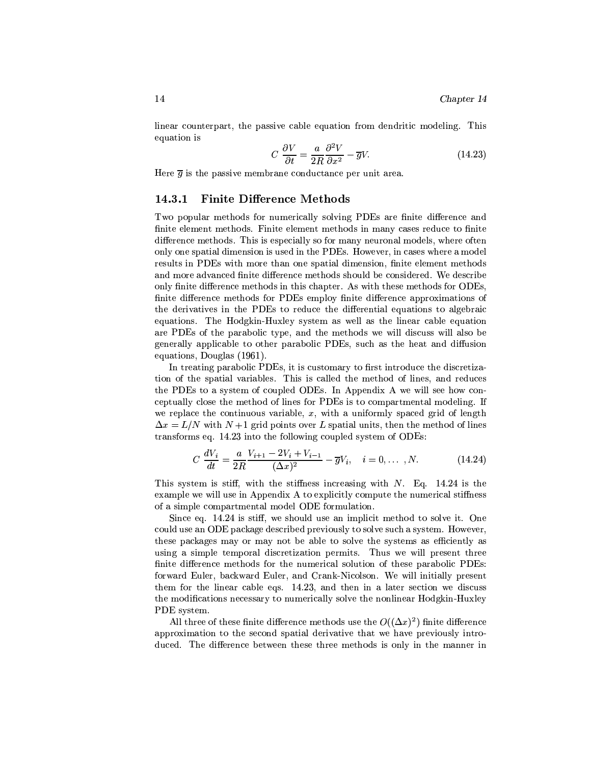linear counterpart, the passive cable equation from dendritic modeling. This equation is

$$C\,\frac{\partial V}{\partial t} = \frac{a}{2R}\frac{\partial^2 V}{\partial x^2} - \overline{g}V. \tag{14.23}$$

Here $\overline{g}$ is the passive membrane conductance per unit area.

### 14.3.1 Finite Difference Methods

Two popular methods for numerically solving PDEs are finite difference and finite element methods. Finite element methods in many cases reduce to finite difference methods. This is especially so for many neuronal models, where often only one spatial dimension is used in the PDEs. However, in cases where a model results in PDEs with more than one spatial dimension, finite element methods and more advanced finite difference methods should be considered. We describe only finite difference methods in this chapter. As with these methods for ODEs, finite difference methods for PDEs employ finite difference approximations of the derivatives in the PDEs to reduce the differential equations to algebraic equations. The Hodgkin-Huxley system as well as the linear cable equation are PDEs of the parabolic type, and the methods we will discuss will also be generally applicable to other parabolic PDEs, such as the heat and diffusion equations, Douglas (1961).

In treating parabolic PDEs, it is customary to first introduce the discretization of the spatial variables. This is called the method of lines, and reduces the PDEs to a system of coupled ODEs. In Appendix A we will see how conceptually close the method of lines for PDEs is to compartmental modeling. If we replace the continuous variable, $x$, with a uniformly spaced grid of length $\Delta x = L/N$ with $N+1$ grid points over $L$ spatial units, then the method of lines transforms eq. 14.23 into the following coupled system of ODEs:

$$C\,\frac{dV_i}{dt} = \frac{a}{2R}\frac{V_{i+1} - 2V_i + V_{i-1}}{(\Delta x)^2} - \overline{g}V_i, \quad i = 0, \ldots, N. \tag{14.24}$$

This system is stiff, with the stiffness increasing with $N$. Eq. 14.24 is the example we will use in Appendix A to explicitly compute the numerical stiffness of a simple compartmental model ODE formulation.

Since eq. 14.24 is stiff, we should use an implicit method to solve it. One could use an ODE package described previously to solve such a system. However, these packages may or may not be able to solve the systems as efficiently as using a simple temporal discretization permits. Thus we will present three finite difference methods for the numerical solution of these parabolic PDEs: forward Euler, backward Euler, and Crank-Nicolson. We will initially present them for the linear cable eqs. 14.23, and then in a later section we discuss the modifications necessary to numerically solve the nonlinear Hodgkin-Huxley PDE system.

All three of these finite difference methods use the $O((\Delta x)^2)$ finite difference approximation to the second spatial derivative that we have previously introduced. The difference between these three methods is only in the manner in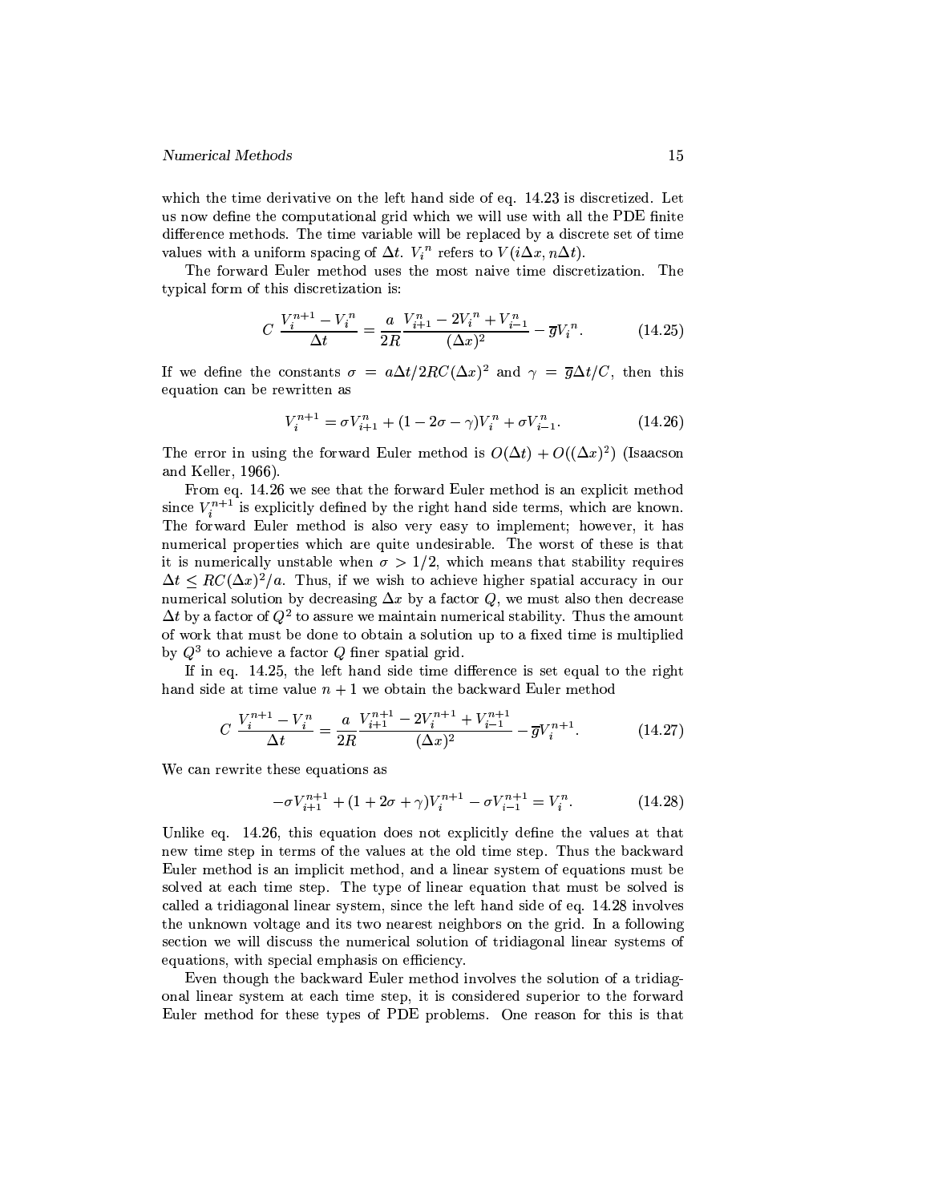which the time derivative on the left hand side of eq. 14.23 is discretized. Let us now define the computational grid which we will use with all the PDE finite difference methods. The time variable will be replaced by a discrete set of time values with a uniform spacing of $\Delta t$. $V_i^n$ refers to $V(i\Delta x, n\Delta t)$.

The forward Euler method uses the most naive time discretization. The typical form of this discretization is:

$$C\ \frac{V_i^{n+1} - V_i^n}{\Delta t} = \frac{a}{2R}\frac{V_{i+1}^n - 2V_i^n + V_{i-1}^n}{(\Delta x)^2} - \overline{g}V_i^n. \tag{14.25}$$

If we define the constants $\sigma = a\Delta t/2RC(\Delta x)^2$ and $\gamma = \overline{g}\Delta t/C$, then this equation can be rewritten as

$$V_i^{n+1} = \sigma V_{i+1}^n + (1 - 2\sigma - \gamma)V_i^n + \sigma V_{i-1}^n. \tag{14.26}$$

The error in using the forward Euler method is $O(\Delta t) + O((\Delta x)^2)$ (Isaacson and Keller, 1966).

From eq. 14.26 we see that the forward Euler method is an explicit method since $V_i^{n+1}$ is explicitly defined by the right hand side terms, which are known. The forward Euler method is also very easy to implement; however, it has numerical properties which are quite undesirable. The worst of these is that it is numerically unstable when $\sigma > 1/2$, which means that stability requires $\Delta t \leq RC(\Delta x)^2/a$. Thus, if we wish to achieve higher spatial accuracy in our numerical solution by decreasing $\Delta x$ by a factor $Q$, we must also then decrease $\Delta t$ by a factor of $Q^2$ to assure we maintain numerical stability. Thus the amount of work that must be done to obtain a solution up to a fixed time is multiplied by $Q^3$ to achieve a factor $Q$ finer spatial grid.

If in eq. 14.25, the left hand side time difference is set equal to the right hand side at time value $n+1$ we obtain the backward Euler method

$$C\ \frac{V_i^{n+1} - V_i^n}{\Delta t} = \frac{a}{2R}\frac{V_{i+1}^{n+1} - 2V_i^{n+1} + V_{i-1}^{n+1}}{(\Delta x)^2} - \overline{g}V_i^{n+1}. \tag{14.27}$$

We can rewrite these equations as

$$-\sigma V_{i+1}^{n+1} + (1 + 2\sigma + \gamma)V_i^{n+1} - \sigma V_{i-1}^{n+1} = V_i^n. \tag{14.28}$$

Unlike eq. 14.26, this equation does not explicitly define the values at that new time step in terms of the values at the old time step. Thus the backward Euler method is an implicit method, and a linear system of equations must be solved at each time step. The type of linear equation that must be solved is called a tridiagonal linear system, since the left hand side of eq. 14.28 involves the unknown voltage and its two nearest neighbors on the grid. In a following section we will discuss the numerical solution of tridiagonal linear systems of equations, with special emphasis on efficiency.

Even though the backward Euler method involves the solution of a tridiagonal linear system at each time step, it is considered superior to the forward Euler method for these types of PDE problems. One reason for this is that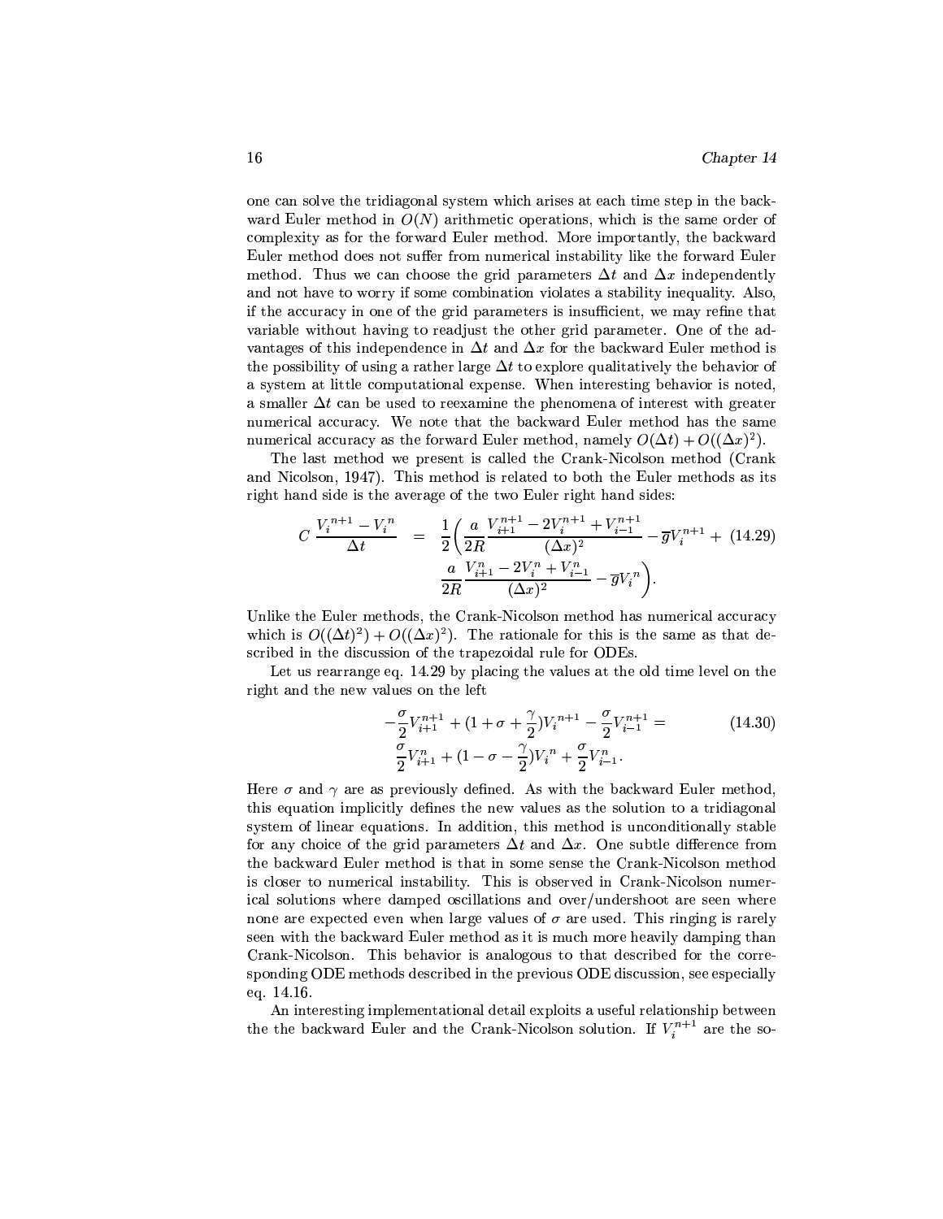one can solve the tridiagonal system which arises at each time step in the backward Euler method in $O(N)$ arithmetic operations, which is the same order of complexity as for the forward Euler method. More importantly, the backward Euler method does not suffer from numerical instability like the forward Euler method. Thus we can choose the grid parameters $\Delta t$ and $\Delta x$ independently and not have to worry if some combination violates a stability inequality. Also, if the accuracy in one of the grid parameters is insufficient, we may refine that variable without having to readjust the other grid parameter. One of the advantages of this independence in $\Delta t$ and $\Delta x$ for the backward Euler method is the possibility of using a rather large $\Delta t$ to explore qualitatively the behavior of a system at little computational expense. When interesting behavior is noted, a smaller $\Delta t$ can be used to reexamine the phenomena of interest with greater numerical accuracy. We note that the backward Euler method has the same numerical accuracy as the forward Euler method, namely $O(\Delta t) + O((\Delta x)^2)$.

The last method we present is called the Crank-Nicolson method (Crank and Nicolson, 1947). This method is related to both the Euler methods as its right hand side is the average of the two Euler right hand sides:

$$
\begin{aligned}
C\,\frac{V_i^{n+1} - V_i^n}{\Delta t} \quad = \quad & \frac{1}{2}\left(\frac{a}{2R}\frac{V_{i+1}^{n+1} - 2V_i^{n+1} + V_{i-1}^{n+1}}{(\Delta x)^2} - \overline{g}V_i^{n+1} + \right. \\
& \left. \frac{a}{2R}\frac{V_{i+1}^{n} - 2V_i^{n} + V_{i-1}^{n}}{(\Delta x)^2} - \overline{g}V_i^{n}\right).
\end{aligned} \tag{14.29}
$$

Unlike the Euler methods, the Crank-Nicolson method has numerical accuracy which is $O((\Delta t)^2) + O((\Delta x)^2)$. The rationale for this is the same as that described in the discussion of the trapezoidal rule for ODEs.

Let us rearrange eq. 14.29 by placing the values at the old time level on the right and the new values on the left

$$
\begin{aligned}
& -\frac{\sigma}{2}V_{i+1}^{n+1} + (1 + \sigma + \frac{\gamma}{2})V_i^{n+1} - \frac{\sigma}{2}V_{i-1}^{n+1} = \\
& \frac{\sigma}{2}V_{i+1}^{n} + (1 - \sigma - \frac{\gamma}{2})V_i^{n} + \frac{\sigma}{2}V_{i-1}^{n}.
\end{aligned} \tag{14.30}
$$

Here $\sigma$ and $\gamma$ are as previously defined. As with the backward Euler method, this equation implicitly defines the new values as the solution to a tridiagonal system of linear equations. In addition, this method is unconditionally stable for any choice of the grid parameters $\Delta t$ and $\Delta x$. One subtle difference from the backward Euler method is that in some sense the Crank-Nicolson method is closer to numerical instability. This is observed in Crank-Nicolson numerical solutions where damped oscillations and over/undershoot are seen where none are expected even when large values of $\sigma$ are used. This ringing is rarely seen with the backward Euler method as it is much more heavily damping than Crank-Nicolson. This behavior is analogous to that described for the corresponding ODE methods described in the previous ODE discussion, see especially eq. 14.16.

An interesting implementational detail exploits a useful relationship between the the backward Euler and the Crank-Nicolson solution. If $V_i^{n+1}$ are the so-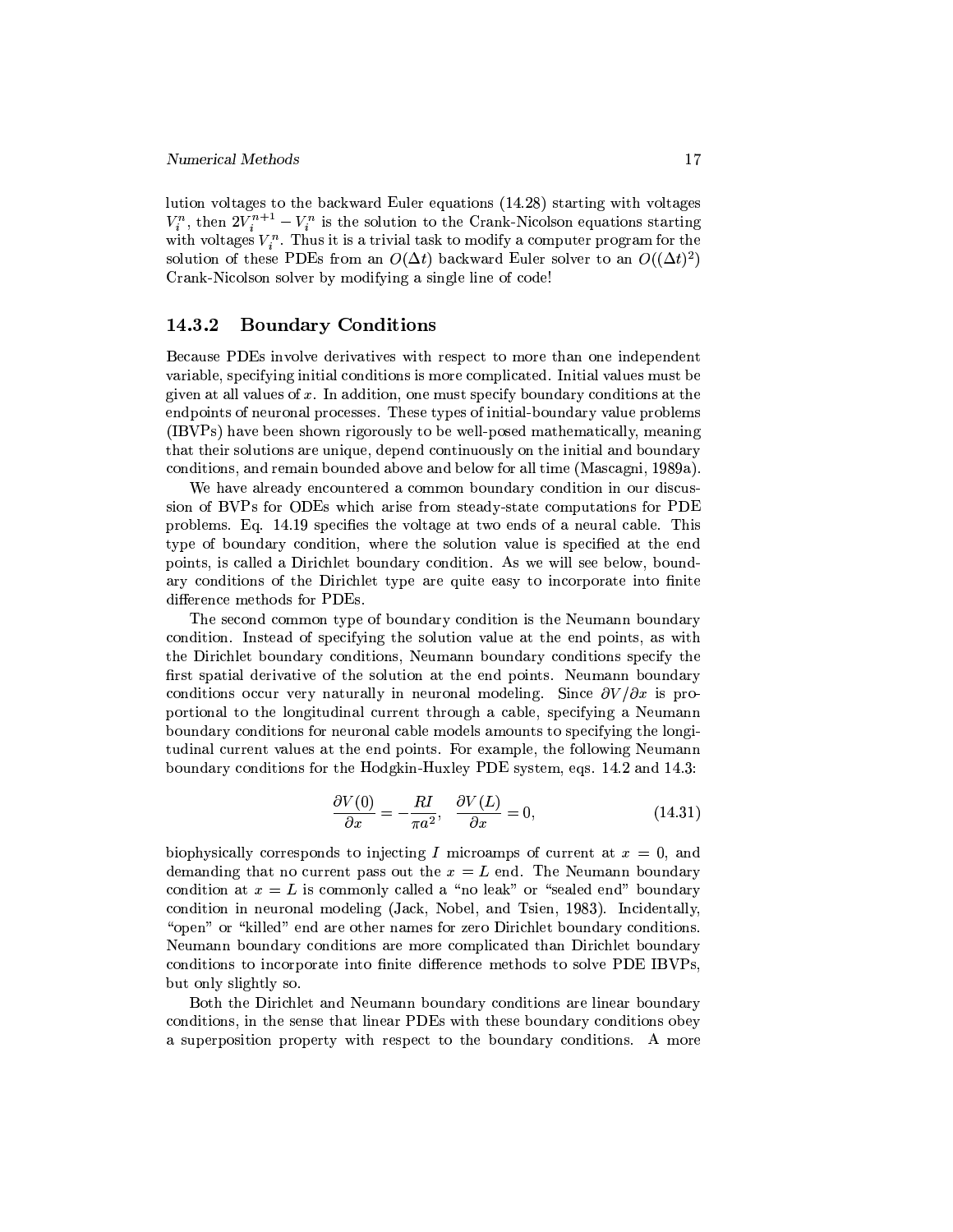lution voltages to the backward Euler equations (14.28) starting with voltages $V_i^n$, then $2V_i^{n+1} - V_i^n$ is the solution to the Crank-Nicolson equations starting with voltages $V_i^n$. Thus it is a trivial task to modify a computer program for the solution of these PDEs from an $O(\Delta t)$ backward Euler solver to an $O((\Delta t)^2)$ Crank-Nicolson solver by modifying a single line of code!

### 14.3.2 Boundary Conditions

Because PDEs involve derivatives with respect to more than one independent variable, specifying initial conditions is more complicated. Initial values must be given at all values of $x$. In addition, one must specify boundary conditions at the endpoints of neuronal processes. These types of initial-boundary value problems (IBVPs) have been shown rigorously to be well-posed mathematically, meaning that their solutions are unique, depend continuously on the initial and boundary conditions, and remain bounded above and below for all time (Mascagni, 1989a).

We have already encountered a common boundary condition in our discussion of BVPs for ODEs which arise from steady-state computations for PDE problems. Eq. 14.19 specifies the voltage at two ends of a neural cable. This type of boundary condition, where the solution value is specified at the end points, is called a Dirichlet boundary condition. As we will see below, boundary conditions of the Dirichlet type are quite easy to incorporate into finite difference methods for PDEs.

The second common type of boundary condition is the Neumann boundary condition. Instead of specifying the solution value at the end points, as with the Dirichlet boundary conditions, Neumann boundary conditions specify the first spatial derivative of the solution at the end points. Neumann boundary conditions occur very naturally in neuronal modeling. Since $\partial V/\partial x$ is proportional to the longitudinal current through a cable, specifying a Neumann boundary conditions for neuronal cable models amounts to specifying the longitudinal current values at the end points. For example, the following Neumann boundary conditions for the Hodgkin-Huxley PDE system, eqs. 14.2 and 14.3:

$$\frac{\partial V(0)}{\partial x} = -\frac{RI}{\pi a^2}, \quad \frac{\partial V(L)}{\partial x} = 0, \tag{14.31}$$

biophysically corresponds to injecting $I$ microamps of current at $x = 0$, and demanding that no current pass out the $x = L$ end. The Neumann boundary condition at $x = L$ is commonly called a "no leak" or "sealed end" boundary condition in neuronal modeling (Jack, Nobel, and Tsien, 1983). Incidentally, "open" or "killed" end are other names for zero Dirichlet boundary conditions. Neumann boundary conditions are more complicated than Dirichlet boundary conditions to incorporate into finite difference methods to solve PDE IBVPs, but only slightly so.

Both the Dirichlet and Neumann boundary conditions are linear boundary conditions, in the sense that linear PDEs with these boundary conditions obey a superposition property with respect to the boundary conditions. A more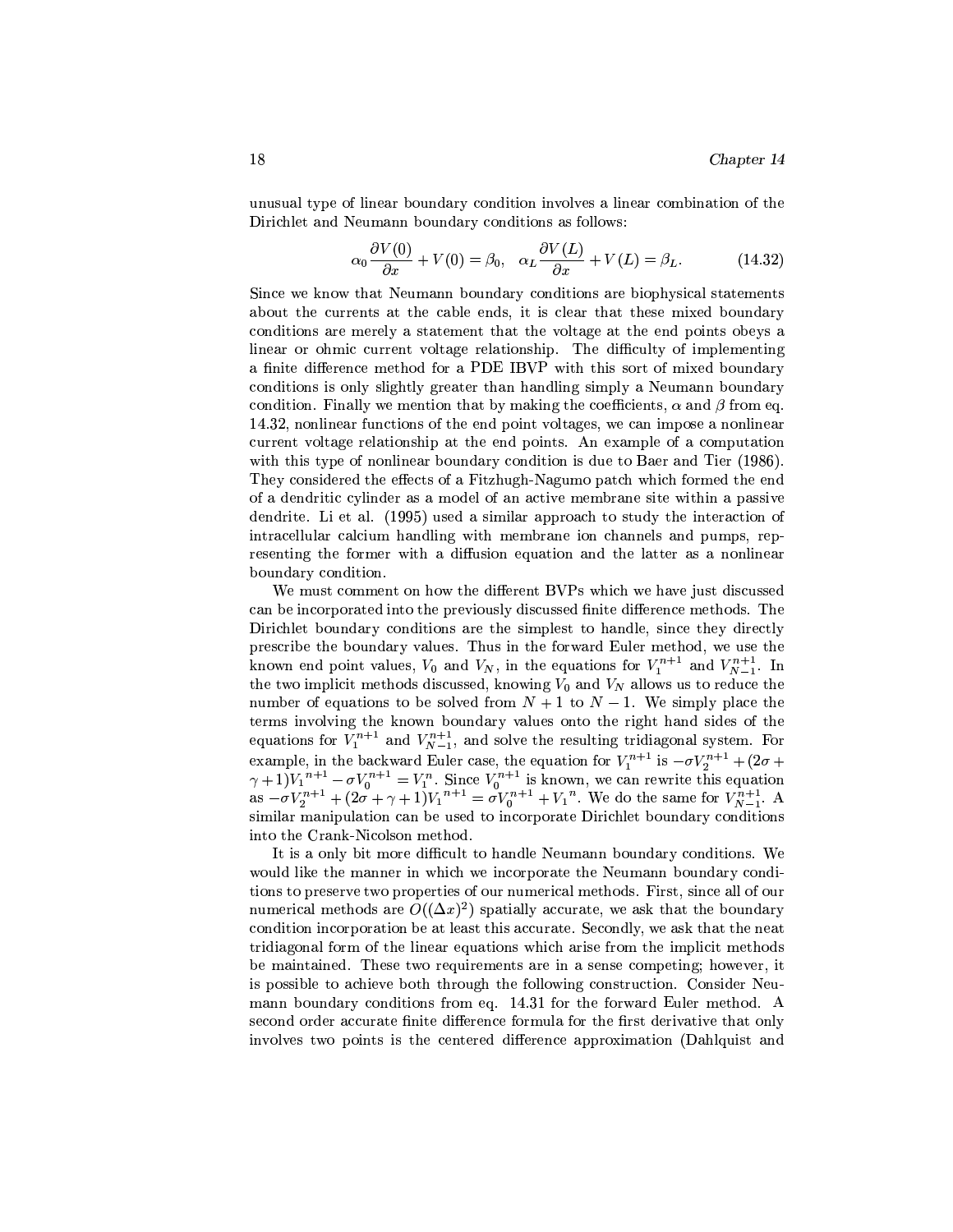unusual type of linear boundary condition involves a linear combination of the Dirichlet and Neumann boundary conditions as follows:

$$\alpha_0 \frac{\partial V(0)}{\partial x} + V(0) = \beta_0, \quad \alpha_L \frac{\partial V(L)}{\partial x} + V(L) = \beta_L. \tag{14.32}$$

Since we know that Neumann boundary conditions are biophysical statements about the currents at the cable ends, it is clear that these mixed boundary conditions are merely a statement that the voltage at the end points obeys a linear or ohmic current voltage relationship. The difficulty of implementing a finite difference method for a PDE IBVP with this sort of mixed boundary conditions is only slightly greater than handling simply a Neumann boundary condition. Finally we mention that by making the coefficients, $\alpha$ and $\beta$ from eq. 14.32, nonlinear functions of the end point voltages, we can impose a nonlinear current voltage relationship at the end points. An example of a computation with this type of nonlinear boundary condition is due to Baer and Tier (1986). They considered the effects of a Fitzhugh-Nagumo patch which formed the end of a dendritic cylinder as a model of an active membrane site within a passive dendrite. Li et al. (1995) used a similar approach to study the interaction of intracellular calcium handling with membrane ion channels and pumps, representing the former with a diffusion equation and the latter as a nonlinear boundary condition.

We must comment on how the different BVPs which we have just discussed can be incorporated into the previously discussed finite difference methods. The Dirichlet boundary conditions are the simplest to handle, since they directly prescribe the boundary values. Thus in the forward Euler method, we use the known end point values, $V_0$ and $V_N$, in the equations for $V_1^{n+1}$ and $V_{N-1}^{n+1}$. In the two implicit methods discussed, knowing $V_0$ and $V_N$ allows us to reduce the number of equations to be solved from $N+1$ to $N-1$. We simply place the terms involving the known boundary values onto the right hand sides of the equations for $V_1^{n+1}$ and $V_{N-1}^{n+1}$, and solve the resulting tridiagonal system. For example, in the backward Euler case, the equation for $V_1^{n+1}$ is $-\sigma V_2^{n+1} + (2\sigma + \gamma + 1){V_1}^{n+1} - \sigma V_0^{n+1} = V_1^n$. Since $V_0^{n+1}$ is known, we can rewrite this equation as $-\sigma V_2^{n+1} + (2\sigma + \gamma + 1){V_1}^{n+1} = \sigma V_0^{n+1} + {V_1}^n$. We do the same for $V_{N-1}^{n+1}$. A similar manipulation can be used to incorporate Dirichlet boundary conditions into the Crank-Nicolson method.

It is a only bit more difficult to handle Neumann boundary conditions. We would like the manner in which we incorporate the Neumann boundary conditions to preserve two properties of our numerical methods. First, since all of our numerical methods are $O((\Delta x)^2)$ spatially accurate, we ask that the boundary condition incorporation be at least this accurate. Secondly, we ask that the neat tridiagonal form of the linear equations which arise from the implicit methods be maintained. These two requirements are in a sense competing; however, it is possible to achieve both through the following construction. Consider Neumann boundary conditions from eq. 14.31 for the forward Euler method. A second order accurate finite difference formula for the first derivative that only involves two points is the centered difference approximation (Dahlquist and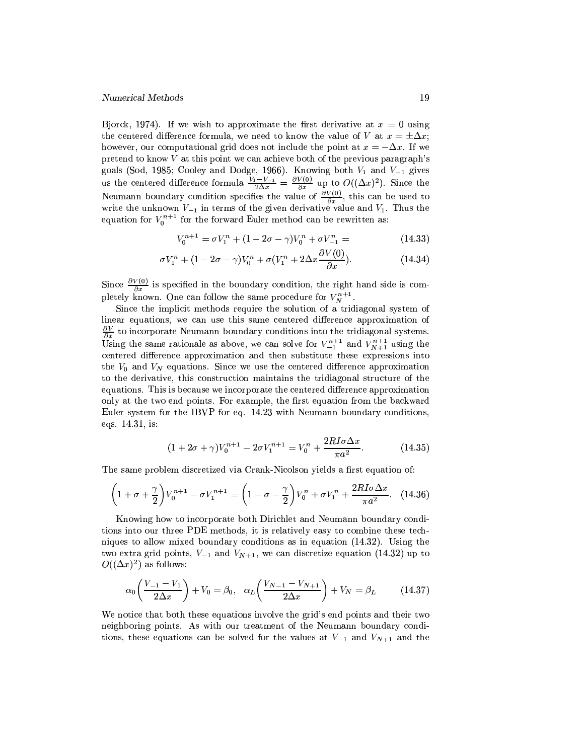Bjorck, 1974). If we wish to approximate the first derivative at $x = 0$ using the centered difference formula, we need to know the value of $V$ at $x = \pm\Delta x$; however, our computational grid does not include the point at $x = -\Delta x$. If we pretend to know $V$ at this point we can achieve both of the previous paragraph's goals (Sod, 1985; Cooley and Dodge, 1966). Knowing both $V_1$ and $V_{-1}$ gives us the centered difference formula $\frac{V_1 - V_{-1}}{2\Delta x} = \frac{\partial V(0)}{\partial x}$ up to $O((\Delta x)^2)$. Since the Neumann boundary condition specifies the value of $\frac{\partial V(0)}{\partial x}$, this can be used to write the unknown $V_{-1}$ in terms of the given derivative value and $V_1$. Thus the equation for $V_0^{n+1}$ for the forward Euler method can be rewritten as:

$$V_0^{n+1} = \sigma V_1^n + (1 - 2\sigma - \gamma)V_0^n + \sigma V_{-1}^n = \tag{14.33}$$

$$\sigma V_1^n + (1 - 2\sigma - \gamma)V_0^n + \sigma(V_1^n + 2\Delta x \frac{\partial V(0)}{\partial x}). \tag{14.34}$$

Since $\frac{\partial V(0)}{\partial x}$ is specified in the boundary condition, the right hand side is completely known. One can follow the same procedure for $V_N^{n+1}$.

Since the implicit methods require the solution of a tridiagonal system of linear equations, we can use this same centered difference approximation of $\frac{\partial V}{\partial x}$ to incorporate Neumann boundary conditions into the tridiagonal systems. Using the same rationale as above, we can solve for $V_{-1}^{n+1}$ and $V_{N+1}^{n+1}$ using the centered difference approximation and then substitute these expressions into the $V_0$ and $V_N$ equations. Since we use the centered difference approximation to the derivative, this construction maintains the tridiagonal structure of the equations. This is because we incorporate the centered difference approximation only at the two end points. For example, the first equation from the backward Euler system for the IBVP for eq. 14.23 with Neumann boundary conditions, eqs. 14.31, is:

$$(1 + 2\sigma + \gamma)V_0^{n+1} - 2\sigma V_1^{n+1} = V_0^n + \frac{2RI\sigma\Delta x}{\pi a^2}. \tag{14.35}$$

The same problem discretized via Crank-Nicolson yields a first equation of:

$$\left(1 + \sigma + \frac{\gamma}{2}\right)V_0^{n+1} - \sigma V_1^{n+1} = \left(1 - \sigma - \frac{\gamma}{2}\right)V_0^n + \sigma V_1^n + \frac{2RI\sigma\Delta x}{\pi a^2}. \tag{14.36}$$

Knowing how to incorporate both Dirichlet and Neumann boundary conditions into our three PDE methods, it is relatively easy to combine these techniques to allow mixed boundary conditions as in equation (14.32). Using the two extra grid points, $V_{-1}$ and $V_{N+1}$, we can discretize equation (14.32) up to $O((\Delta x)^2)$ as follows:

$$\alpha_0\left(\frac{V_{-1} - V_1}{2\Delta x}\right) + V_0 = \beta_0, \quad \alpha_L\left(\frac{V_{N-1} - V_{N+1}}{2\Delta x}\right) + V_N = \beta_L \tag{14.37}$$

We notice that both these equations involve the grid's end points and their two neighboring points. As with our treatment of the Neumann boundary conditions, these equations can be solved for the values at $V_{-1}$ and $V_{N+1}$ and the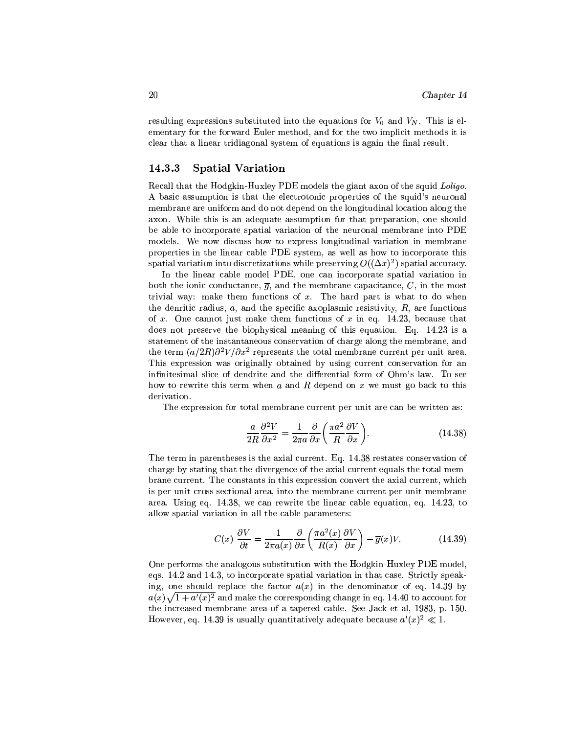resulting expressions substituted into the equations for $V_0$ and $V_N$. This is elementary for the forward Euler method, and for the two implicit methods it is clear that a linear tridiagonal system of equations is again the final result.

### 14.3.3 Spatial Variation

Recall that the Hodgkin-Huxley PDE models the giant axon of the squid *Loligo*. A basic assumption is that the electrotonic properties of the squid's neuronal membrane are uniform and do not depend on the longitudinal location along the axon. While this is an adequate assumption for that preparation, one should be able to incorporate spatial variation of the neuronal membrane into PDE models. We now discuss how to express longitudinal variation in membrane properties in the linear cable PDE system, as well as how to incorporate this spatial variation into discretizations while preserving $O((\Delta x)^2)$ spatial accuracy.

In the linear cable model PDE, one can incorporate spatial variation in both the ionic conductance, $\overline{g}$, and the membrane capacitance, $C$, in the most trivial way: make them functions of $x$. The hard part is what to do when the denritic radius, $a$, and the specific axoplasmic resistivity, $R$, are functions of $x$. One cannot just make them functions of $x$ in eq. 14.23, because that does not preserve the biophysical meaning of this equation. Eq. 14.23 is a statement of the instantaneous conservation of charge along the membrane, and the term $(a/2R)\partial^2 V/\partial x^2$ represents the total membrane current per unit area. This expression was originally obtained by using current conservation for an infinitesimal slice of dendrite and the differential form of Ohm's law. To see how to rewrite this term when $a$ and $R$ depend on $x$ we must go back to this derivation.

The expression for total membrane current per unit are can be written as:

$$\frac{a}{2R}\frac{\partial^2 V}{\partial x^2} = \frac{1}{2\pi a}\frac{\partial}{\partial x}\left(\frac{\pi a^2}{R}\frac{\partial V}{\partial x}\right). \tag{14.38}$$

The term in parentheses is the axial current. Eq. 14.38 restates conservation of charge by stating that the divergence of the axial current equals the total membrane current. The constants in this expression convert the axial current, which is per unit cross sectional area, into the membrane current per unit membrane area. Using eq. 14.38, we can rewrite the linear cable equation, eq. 14.23, to allow spatial variation in all the cable parameters:

$$C(x)\,\frac{\partial V}{\partial t} = \frac{1}{2\pi a(x)}\frac{\partial}{\partial x}\left(\frac{\pi a^2(x)}{R(x)}\frac{\partial V}{\partial x}\right) - \overline{g}(x)V. \tag{14.39}$$

One performs the analogous substitution with the Hodgkin-Huxley PDE model, eqs. 14.2 and 14.3, to incorporate spatial variation in that case. Strictly speaking, one should replace the factor $a(x)$ in the denominator of eq. 14.39 by $a(x)\sqrt{1+a'(x)^2}$ and make the corresponding change in eq. 14.40 to account for the increased membrane area of a tapered cable. See Jack et al, 1983, p. 150. However, eq. 14.39 is usually quantitatively adequate because $a'(x)^2 \ll 1$.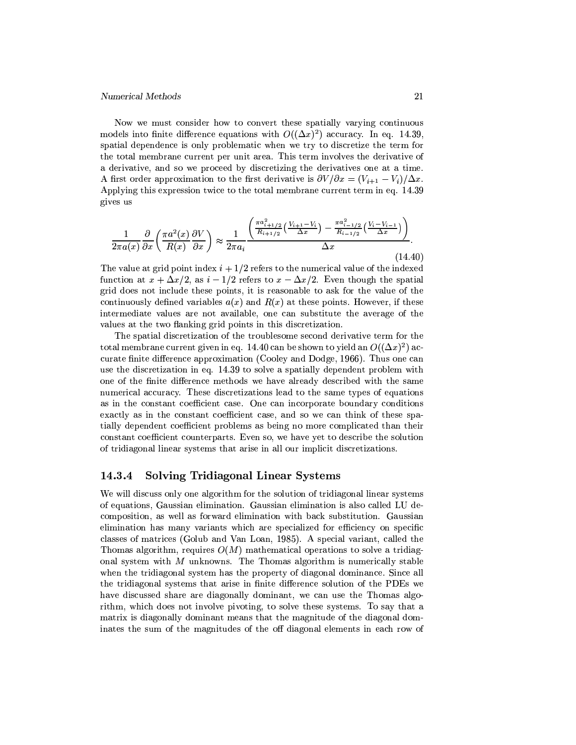Now we must consider how to convert these spatially varying continuous models into finite difference equations with $O((\Delta x)^2)$ accuracy. In eq. 14.39, spatial dependence is only problematic when we try to discretize the term for the total membrane current per unit area. This term involves the derivative of a derivative, and so we proceed by discretizing the derivatives one at a time. A first order approximation to the first derivative is $\partial V/\partial x = (V_{i+1} - V_i)/\Delta x$. Applying this expression twice to the total membrane current term in eq. 14.39 gives us

$$\frac{1}{2\pi a(x)}\frac{\partial}{\partial x}\left(\frac{\pi a^2(x)}{R(x)}\frac{\partial V}{\partial x}\right) \approx \frac{1}{2\pi a_i}\frac{\left(\frac{\pi a_{i+1/2}^2}{R_{i+1/2}}\left(\frac{V_{i+1}-V_i}{\Delta x}\right) - \frac{\pi a_{i-1/2}^2}{R_{i-1/2}}\left(\frac{V_i - V_{i-1}}{\Delta x}\right)\right)}{\Delta x}. \tag{14.40}$$

The value at grid point index $i + 1/2$ refers to the numerical value of the indexed function at $x + \Delta x/2$, as $i - 1/2$ refers to $x - \Delta x/2$. Even though the spatial grid does not include these points, it is reasonable to ask for the value of the continuously defined variables $a(x)$ and $R(x)$ at these points. However, if these intermediate values are not available, one can substitute the average of the values at the two flanking grid points in this discretization.

The spatial discretization of the troublesome second derivative term for the total membrane current given in eq. 14.40 can be shown to yield an $O((\Delta x)^2)$ accurate finite difference approximation (Cooley and Dodge, 1966). Thus one can use the discretization in eq. 14.39 to solve a spatially dependent problem with one of the finite difference methods we have already described with the same numerical accuracy. These discretizations lead to the same types of equations as in the constant coefficient case. One can incorporate boundary conditions exactly as in the constant coefficient case, and so we can think of these spatially dependent coefficient problems as being no more complicated than their constant coefficient counterparts. Even so, we have yet to describe the solution of tridiagonal linear systems that arise in all our implicit discretizations.

### 14.3.4 Solving Tridiagonal Linear Systems

We will discuss only one algorithm for the solution of tridiagonal linear systems of equations, Gaussian elimination. Gaussian elimination is also called LU decomposition, as well as forward elimination with back substitution. Gaussian elimination has many variants which are specialized for efficiency on specific classes of matrices (Golub and Van Loan, 1985). A special variant, called the Thomas algorithm, requires $O(M)$ mathematical operations to solve a tridiagonal system with $M$ unknowns. The Thomas algorithm is numerically stable when the tridiagonal system has the property of diagonal dominance. Since all the tridiagonal systems that arise in finite difference solution of the PDEs we have discussed share are diagonally dominant, we can use the Thomas algorithm, which does not involve pivoting, to solve these systems. To say that a matrix is diagonally dominant means that the magnitude of the diagonal dominates the sum of the magnitudes of the off diagonal elements in each row of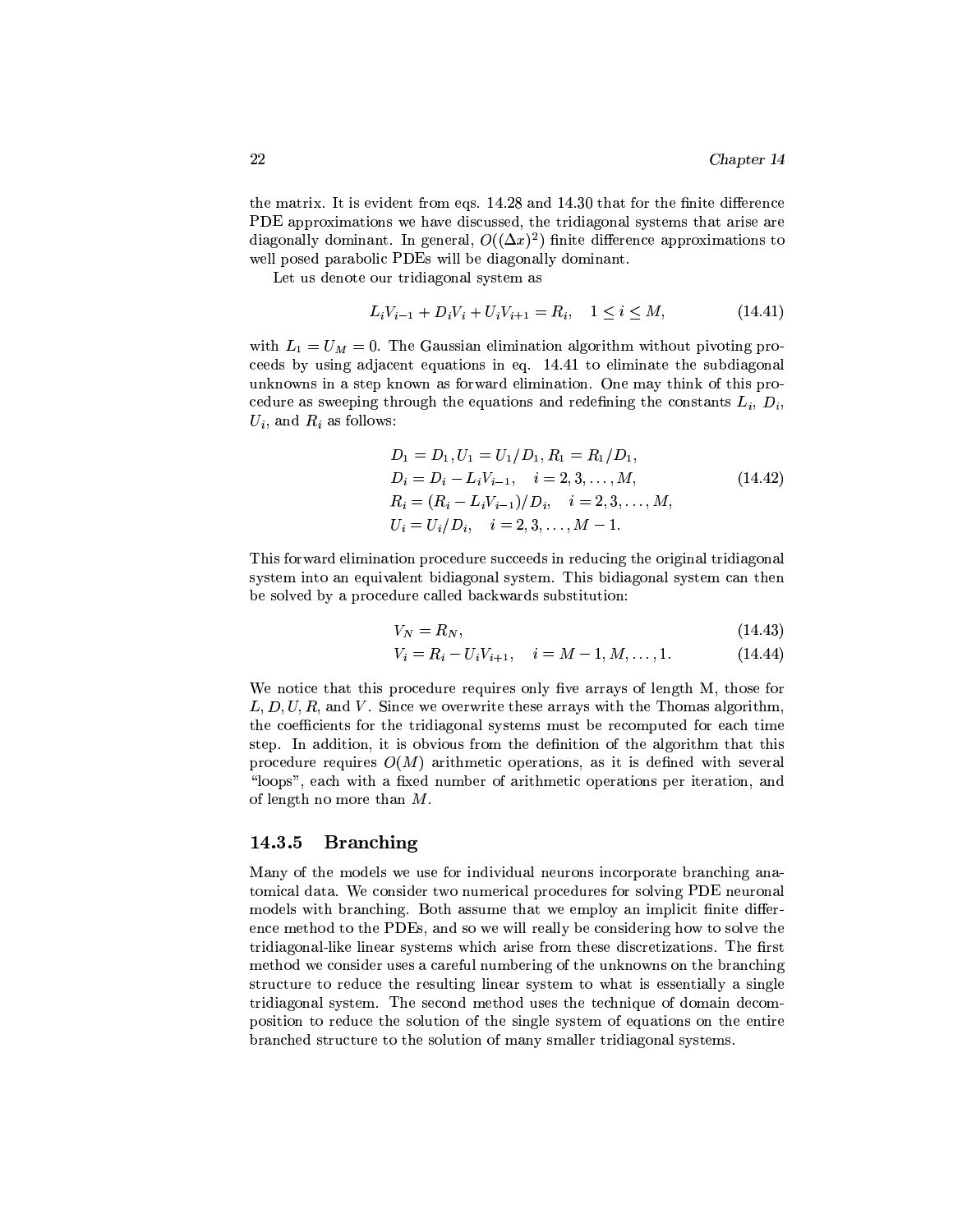the matrix. It is evident from eqs. 14.28 and 14.30 that for the finite difference PDE approximations we have discussed, the tridiagonal systems that arise are diagonally dominant. In general, $O((\Delta x)^2)$ finite difference approximations to well posed parabolic PDEs will be diagonally dominant.

Let us denote our tridiagonal system as

$$L_i V_{i-1} + D_i V_i + U_i V_{i+1} = R_i, \quad 1 \le i \le M, \tag{14.41}$$

with $L_1 = U_M = 0$. The Gaussian elimination algorithm without pivoting proceeds by using adjacent equations in eq. 14.41 to eliminate the subdiagonal unknowns in a step known as forward elimination. One may think of this procedure as sweeping through the equations and redefining the constants $L_i$, $D_i$, $U_i$, and $R_i$ as follows:

$$\begin{aligned}
&D_1 = D_1, U_1 = U_1/D_1, R_1 = R_1/D_1, \\
&D_i = D_i - L_i V_{i-1}, \quad i = 2, 3, \ldots, M, \\
&R_i = (R_i - L_i V_{i-1})/D_i, \quad i = 2, 3, \ldots, M, \\
&U_i = U_i/D_i, \quad i = 2, 3, \ldots, M-1.
\end{aligned} \tag{14.42}$$

This forward elimination procedure succeeds in reducing the original tridiagonal system into an equivalent bidiagonal system. This bidiagonal system can then be solved by a procedure called backwards substitution:

$$V_N = R_N, \tag{14.43}$$

$$V_i = R_i - U_i V_{i+1}, \quad i = M-1, M, \ldots, 1. \tag{14.44}$$

We notice that this procedure requires only five arrays of length M, those for $L, D, U, R$, and $V$. Since we overwrite these arrays with the Thomas algorithm, the coefficients for the tridiagonal systems must be recomputed for each time step. In addition, it is obvious from the definition of the algorithm that this procedure requires $O(M)$ arithmetic operations, as it is defined with several "loops", each with a fixed number of arithmetic operations per iteration, and of length no more than $M$.

### 14.3.5 Branching

Many of the models we use for individual neurons incorporate branching anatomical data. We consider two numerical procedures for solving PDE neuronal models with branching. Both assume that we employ an implicit finite difference method to the PDEs, and so we will really be considering how to solve the tridiagonal-like linear systems which arise from these discretizations. The first method we consider uses a careful numbering of the unknowns on the branching structure to reduce the resulting linear system to what is essentially a single tridiagonal system. The second method uses the technique of domain decomposition to reduce the solution of the single system of equations on the entire branched structure to the solution of many smaller tridiagonal systems.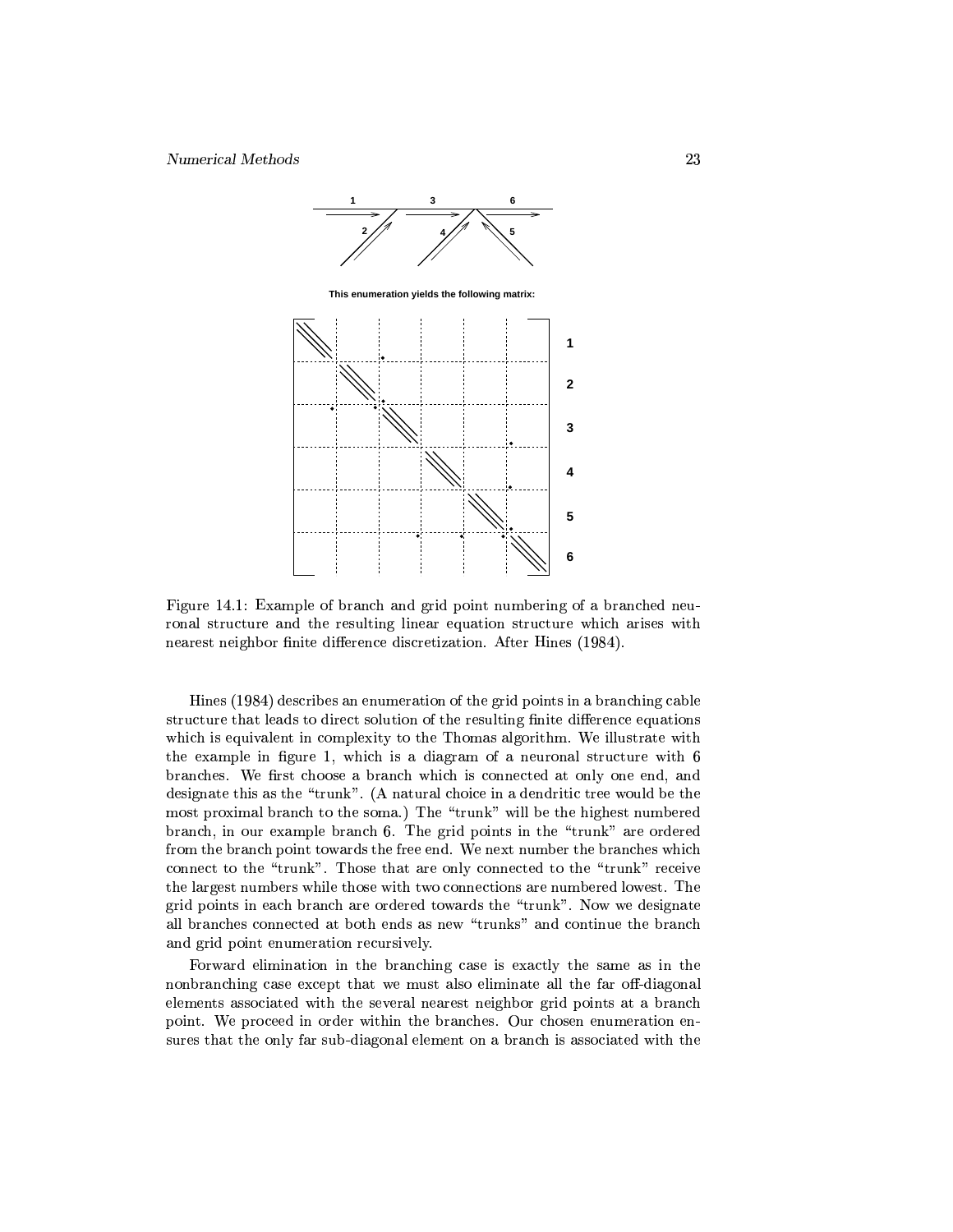This enumeration yields the following matrix:

Figure 14.1: Example of branch and grid point numbering of a branched neuronal structure and the resulting linear equation structure which arises with nearest neighbor finite difference discretization. After Hines (1984).

Hines (1984) describes an enumeration of the grid points in a branching cable structure that leads to direct solution of the resulting finite difference equations which is equivalent in complexity to the Thomas algorithm. We illustrate with the example in figure 1, which is a diagram of a neuronal structure with 6 branches. We first choose a branch which is connected at only one end, and designate this as the "trunk". (A natural choice in a dendritic tree would be the most proximal branch to the soma.) The "trunk" will be the highest numbered branch, in our example branch 6. The grid points in the "trunk" are ordered from the branch point towards the free end. We next number the branches which connect to the "trunk". Those that are only connected to the "trunk" receive the largest numbers while those with two connections are numbered lowest. The grid points in each branch are ordered towards the "trunk". Now we designate all branches connected at both ends as new "trunks" and continue the branch and grid point enumeration recursively.

Forward elimination in the branching case is exactly the same as in the nonbranching case except that we must also eliminate all the far off-diagonal elements associated with the several nearest neighbor grid points at a branch point. We proceed in order within the branches. Our chosen enumeration ensures that the only far sub-diagonal element on a branch is associated with the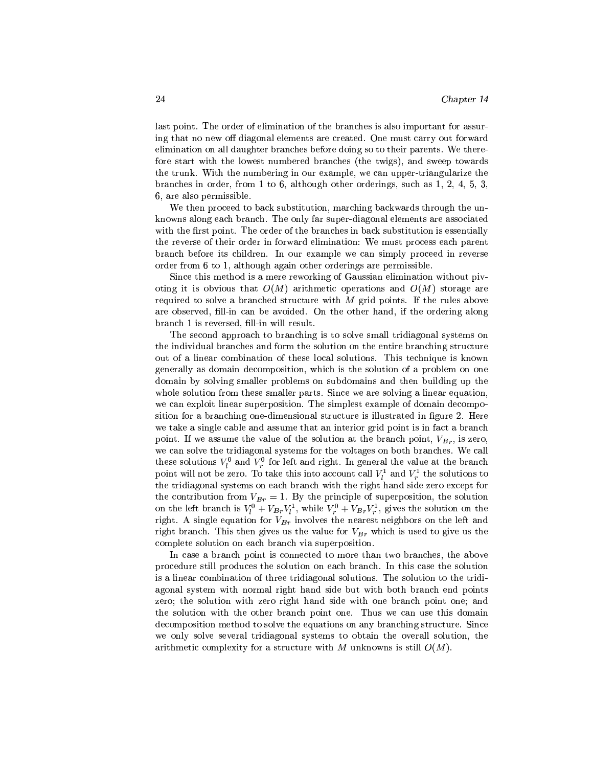last point. The order of elimination of the branches is also important for assuring that no new off diagonal elements are created. One must carry out forward elimination on all daughter branches before doing so to their parents. We therefore start with the lowest numbered branches (the twigs), and sweep towards the trunk. With the numbering in our example, we can upper-triangularize the branches in order, from 1 to 6, although other orderings, such as 1, 2, 4, 5, 3, 6, are also permissible.

We then proceed to back substitution, marching backwards through the unknowns along each branch. The only far super-diagonal elements are associated with the first point. The order of the branches in back substitution is essentially the reverse of their order in forward elimination: We must process each parent branch before its children. In our example we can simply proceed in reverse order from 6 to 1, although again other orderings are permissible.

Since this method is a mere reworking of Gaussian elimination without pivoting it is obvious that $O(M)$ arithmetic operations and $O(M)$ storage are required to solve a branched structure with $M$ grid points. If the rules above are observed, fill-in can be avoided. On the other hand, if the ordering along branch 1 is reversed, fill-in will result.

The second approach to branching is to solve small tridiagonal systems on the individual branches and form the solution on the entire branching structure out of a linear combination of these local solutions. This technique is known generally as domain decomposition, which is the solution of a problem on one domain by solving smaller problems on subdomains and then building up the whole solution from these smaller parts. Since we are solving a linear equation, we can exploit linear superposition. The simplest example of domain decomposition for a branching one-dimensional structure is illustrated in figure 2. Here we take a single cable and assume that an interior grid point is in fact a branch point. If we assume the value of the solution at the branch point, $V_{Br}$, is zero, we can solve the tridiagonal systems for the voltages on both branches. We call these solutions $V_l^0$ and $V_r^0$ for left and right. In general the value at the branch point will not be zero. To take this into account call $V_l^1$ and $V_r^1$ the solutions to the tridiagonal systems on each branch with the right hand side zero except for the contribution from $V_{Br} = 1$. By the principle of superposition, the solution on the left branch is $V_l^0 + V_{Br}V_l^1$, while $V_r^0 + V_{Br}V_r^1$, gives the solution on the right. A single equation for $V_{Br}$ involves the nearest neighbors on the left and right branch. This then gives us the value for $V_{Br}$ which is used to give us the complete solution on each branch via superposition.

In case a branch point is connected to more than two branches, the above procedure still produces the solution on each branch. In this case the solution is a linear combination of three tridiagonal solutions. The solution to the tridiagonal system with normal right hand side but with both branch end points zero; the solution with zero right hand side with one branch point one; and the solution with the other branch point one. Thus we can use this domain decomposition method to solve the equations on any branching structure. Since we only solve several tridiagonal systems to obtain the overall solution, the arithmetic complexity for a structure with $M$ unknowns is still $O(M)$.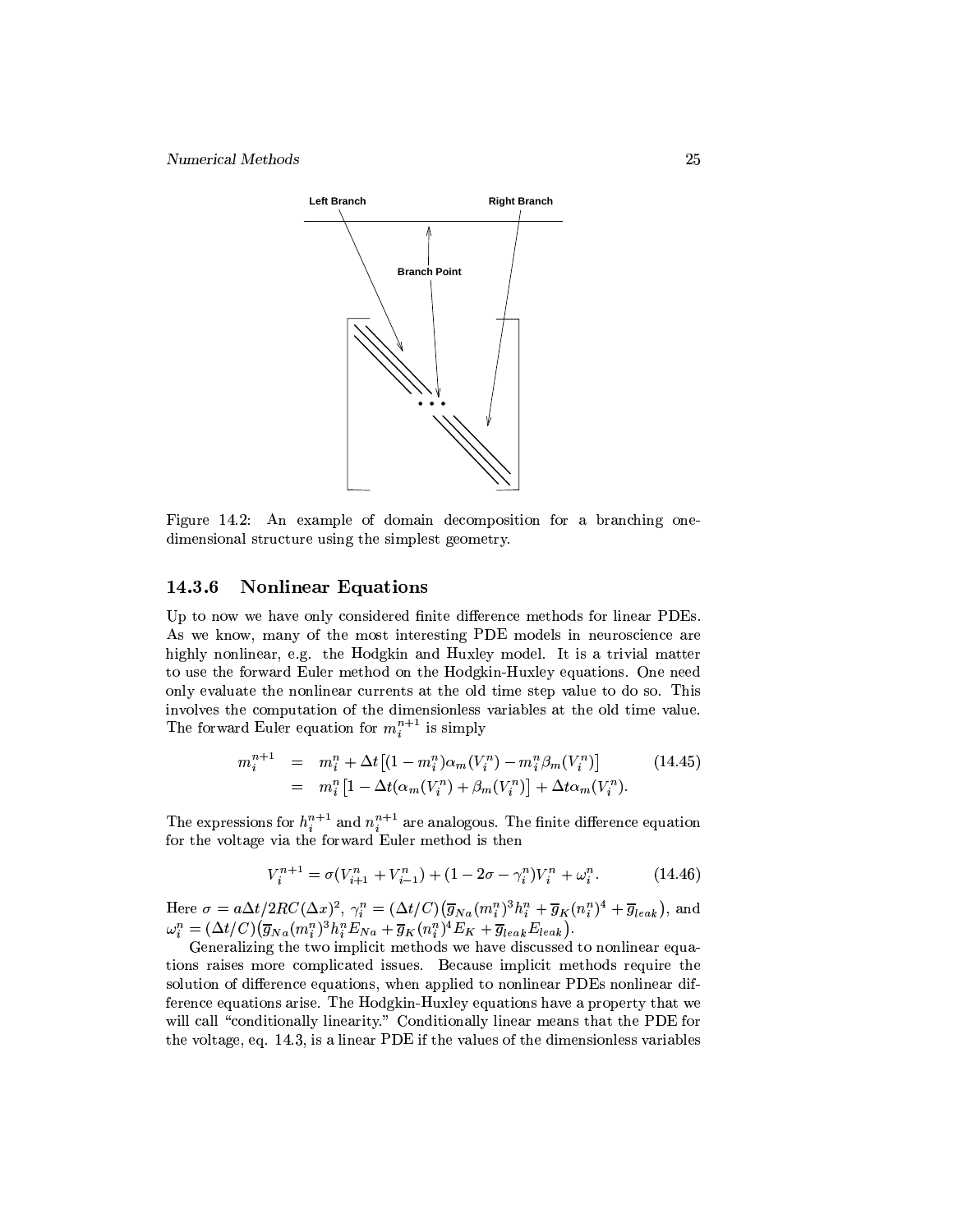Figure 14.2: An example of domain decomposition for a branching one-dimensional structure using the simplest geometry.

### 14.3.6 Nonlinear Equations

Up to now we have only considered finite difference methods for linear PDEs. As we know, many of the most interesting PDE models in neuroscience are highly nonlinear, e.g. the Hodgkin and Huxley model. It is a trivial matter to use the forward Euler method on the Hodgkin-Huxley equations. One need only evaluate the nonlinear currents at the old time step value to do so. This involves the computation of the dimensionless variables at the old time value. The forward Euler equation for $m_i^{n+1}$ is simply

$$
\begin{aligned}
m_i^{n+1} &= m_i^n + \Delta t\left[(1-m_i^n)\alpha_m(V_i^n) - m_i^n\beta_m(V_i^n)\right] \\
&= m_i^n\left[1-\Delta t(\alpha_m(V_i^n)+\beta_m(V_i^n))\right] + \Delta t\alpha_m(V_i^n).
\end{aligned}
\tag{14.45}
$$

The expressions for $h_i^{n+1}$ and $n_i^{n+1}$ are analogous. The finite difference equation for the voltage via the forward Euler method is then

$$
V_i^{n+1} = \sigma(V_{i+1}^n + V_{i-1}^n) + (1-2\sigma-\gamma_i^n)V_i^n + \omega_i^n. \tag{14.46}
$$

Here $\sigma = a\Delta t/2RC(\Delta x)^2$, $\gamma_i^n = (\Delta t/C)\big(\overline{g}_{Na}(m_i^n)^3h_i^n + \overline{g}_K(n_i^n)^4 + \overline{g}_{leak}\big)$, and $\omega_i^n = (\Delta t/C)\big(\overline{g}_{Na}(m_i^n)^3h_i^nE_{Na} + \overline{g}_K(n_i^n)^4E_K + \overline{g}_{leak}E_{leak}\big)$.

Generalizing the two implicit methods we have discussed to nonlinear equations raises more complicated issues. Because implicit methods require the solution of difference equations, when applied to nonlinear PDEs nonlinear difference equations arise. The Hodgkin-Huxley equations have a property that we will call "conditionally linearity." Conditionally linear means that the PDE for the voltage, eq. 14.3, is a linear PDE if the values of the dimensionless variables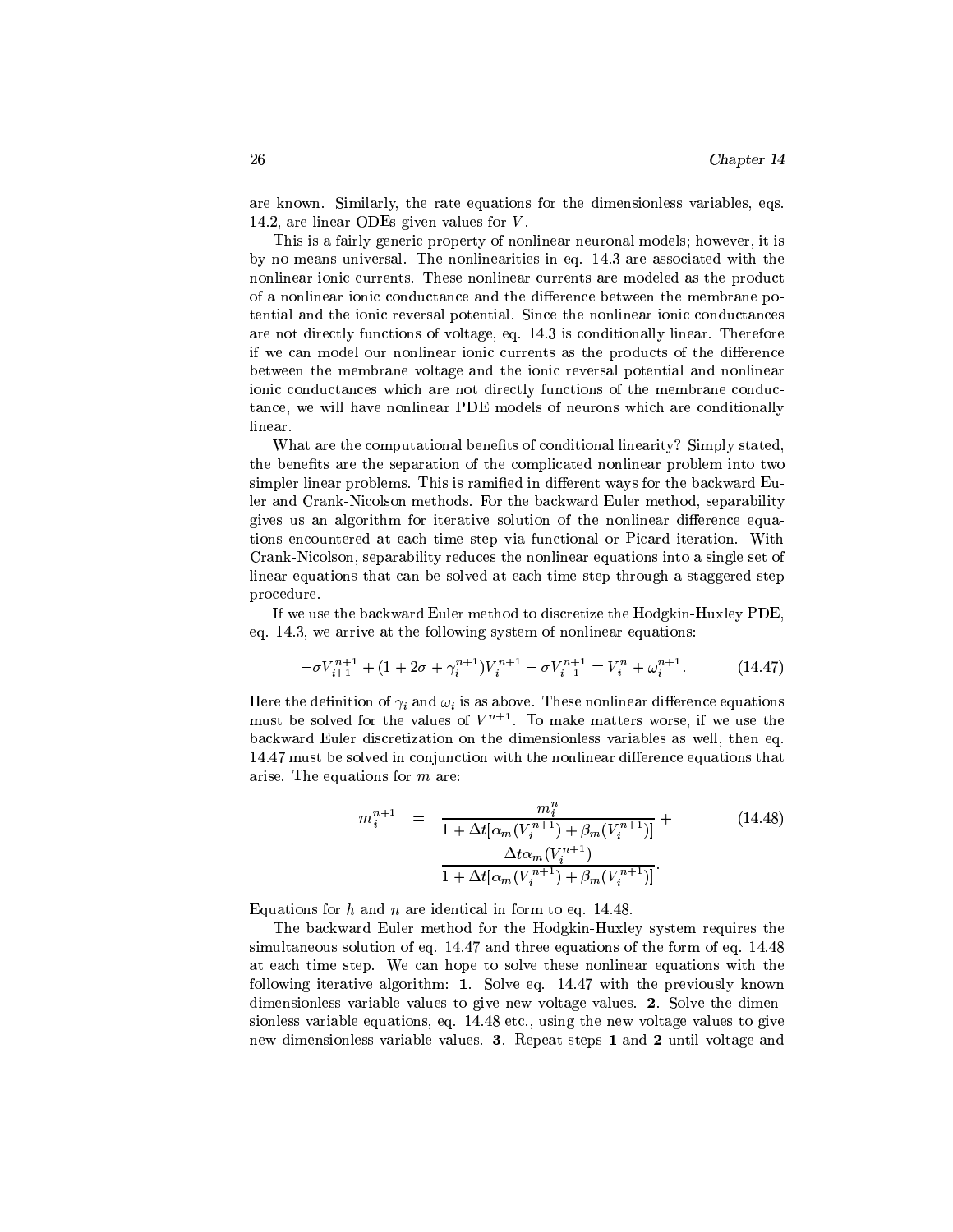are known. Similarly, the rate equations for the dimensionless variables, eqs. 14.2, are linear ODEs given values for $V$.

This is a fairly generic property of nonlinear neuronal models; however, it is by no means universal. The nonlinearities in eq. 14.3 are associated with the nonlinear ionic currents. These nonlinear currents are modeled as the product of a nonlinear ionic conductance and the difference between the membrane potential and the ionic reversal potential. Since the nonlinear ionic conductances are not directly functions of voltage, eq. 14.3 is conditionally linear. Therefore if we can model our nonlinear ionic currents as the products of the difference between the membrane voltage and the ionic reversal potential and nonlinear ionic conductances which are not directly functions of the membrane conductance, we will have nonlinear PDE models of neurons which are conditionally linear.

What are the computational benefits of conditional linearity? Simply stated, the benefits are the separation of the complicated nonlinear problem into two simpler linear problems. This is ramified in different ways for the backward Euler and Crank-Nicolson methods. For the backward Euler method, separability gives us an algorithm for iterative solution of the nonlinear difference equations encountered at each time step via functional or Picard iteration. With Crank-Nicolson, separability reduces the nonlinear equations into a single set of linear equations that can be solved at each time step through a staggered step procedure.

If we use the backward Euler method to discretize the Hodgkin-Huxley PDE, eq. 14.3, we arrive at the following system of nonlinear equations:

$$-\sigma V_{i+1}^{n+1} + (1 + 2\sigma + \gamma_i^{n+1})V_i^{n+1} - \sigma V_{i-1}^{n+1} = V_i^n + \omega_i^{n+1}. \tag{14.47}$$

Here the definition of $\gamma_i$ and $\omega_i$ is as above. These nonlinear difference equations must be solved for the values of $V^{n+1}$. To make matters worse, if we use the backward Euler discretization on the dimensionless variables as well, then eq. 14.47 must be solved in conjunction with the nonlinear difference equations that arise. The equations for $m$ are:

$$m_i^{n+1} = \frac{m_i^n}{1 + \Delta t[\alpha_m(V_i^{n+1}) + \beta_m(V_i^{n+1})]} + \frac{\Delta t \alpha_m(V_i^{n+1})}{1 + \Delta t[\alpha_m(V_i^{n+1}) + \beta_m(V_i^{n+1})]}. \tag{14.48}$$

Equations for $h$ and $n$ are identical in form to eq. 14.48.

The backward Euler method for the Hodgkin-Huxley system requires the simultaneous solution of eq. 14.47 and three equations of the form of eq. 14.48 at each time step. We can hope to solve these nonlinear equations with the following iterative algorithm: **1**. Solve eq. 14.47 with the previously known dimensionless variable values to give new voltage values. **2**. Solve the dimensionless variable equations, eq. 14.48 etc., using the new voltage values to give new dimensionless variable values. **3**. Repeat steps **1** and **2** until voltage and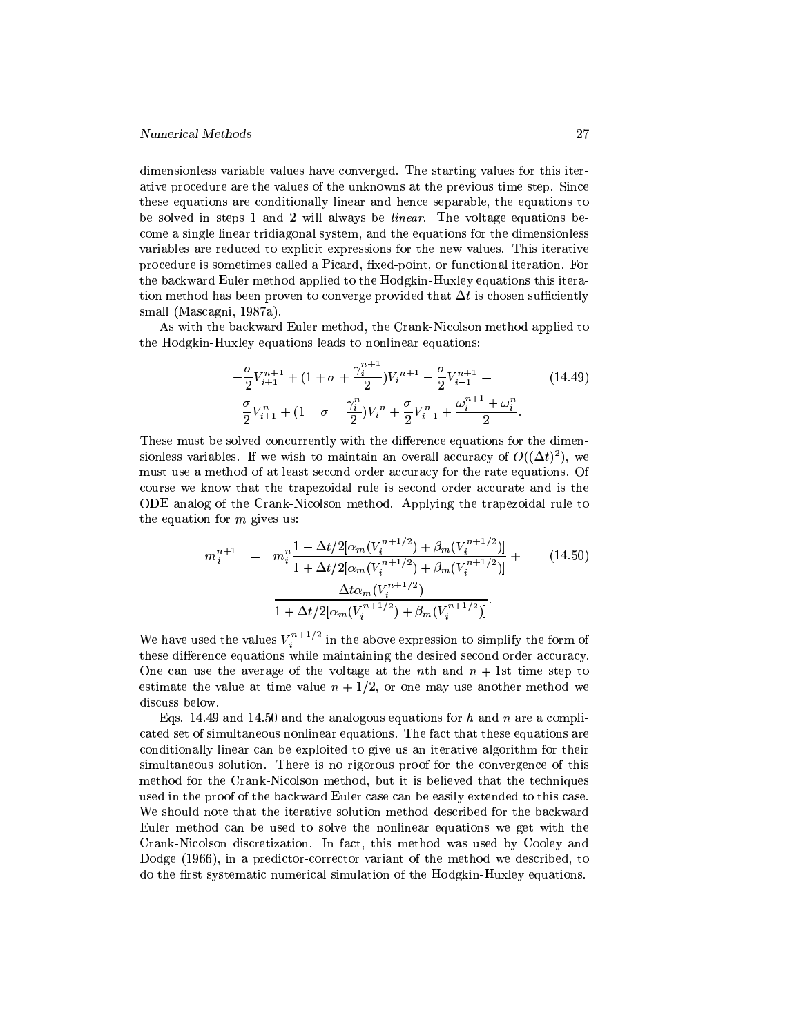dimensionless variable values have converged. The starting values for this iterative procedure are the values of the unknowns at the previous time step. Since these equations are conditionally linear and hence separable, the equations to be solved in steps 1 and 2 will always be *linear*. The voltage equations become a single linear tridiagonal system, and the equations for the dimensionless variables are reduced to explicit expressions for the new values. This iterative procedure is sometimes called a Picard, fixed-point, or functional iteration. For the backward Euler method applied to the Hodgkin-Huxley equations this iteration method has been proven to converge provided that $\Delta t$ is chosen sufficiently small (Mascagni, 1987a).

As with the backward Euler method, the Crank-Nicolson method applied to the Hodgkin-Huxley equations leads to nonlinear equations:

$$
\begin{aligned}
-\frac{\sigma}{2}V_{i+1}^{n+1} + (1 + \sigma + \frac{\gamma_i^{n+1}}{2})V_i^{n+1} - \frac{\sigma}{2}V_{i-1}^{n+1} = \\
\frac{\sigma}{2}V_{i+1}^{n} + (1 - \sigma - \frac{\gamma_i^{n}}{2})V_i^{n} + \frac{\sigma}{2}V_{i-1}^{n} + \frac{\omega_i^{n+1} + \omega_i^n}{2}.
\end{aligned}
\tag{14.49}
$$

These must be solved concurrently with the difference equations for the dimensionless variables. If we wish to maintain an overall accuracy of $O((\Delta t)^2)$, we must use a method of at least second order accuracy for the rate equations. Of course we know that the trapezoidal rule is second order accurate and is the ODE analog of the Crank-Nicolson method. Applying the trapezoidal rule to the equation for $m$ gives us:

$$
\begin{aligned}
m_i^{n+1} &= m_i^n \frac{1 - \Delta t/2[\alpha_m(V_i^{n+1/2}) + \beta_m(V_i^{n+1/2})]}{1 + \Delta t/2[\alpha_m(V_i^{n+1/2}) + \beta_m(V_i^{n+1/2})]} + \\
&\quad \frac{\Delta t \alpha_m(V_i^{n+1/2})}{1 + \Delta t/2[\alpha_m(V_i^{n+1/2}) + \beta_m(V_i^{n+1/2})]}.
\end{aligned}
\tag{14.50}
$$

We have used the values $V_i^{n+1/2}$ in the above expression to simplify the form of these difference equations while maintaining the desired second order accuracy. One can use the average of the voltage at the $n$th and $n+1$st time step to estimate the value at time value $n + 1/2$, or one may use another method we discuss below.

Eqs. 14.49 and 14.50 and the analogous equations for $h$ and $n$ are a complicated set of simultaneous nonlinear equations. The fact that these equations are conditionally linear can be exploited to give us an iterative algorithm for their simultaneous solution. There is no rigorous proof for the convergence of this method for the Crank-Nicolson method, but it is believed that the techniques used in the proof of the backward Euler case can be easily extended to this case. We should note that the iterative solution method described for the backward Euler method can be used to solve the nonlinear equations we get with the Crank-Nicolson discretization. In fact, this method was used by Cooley and Dodge (1966), in a predictor-corrector variant of the method we described, to do the first systematic numerical simulation of the Hodgkin-Huxley equations.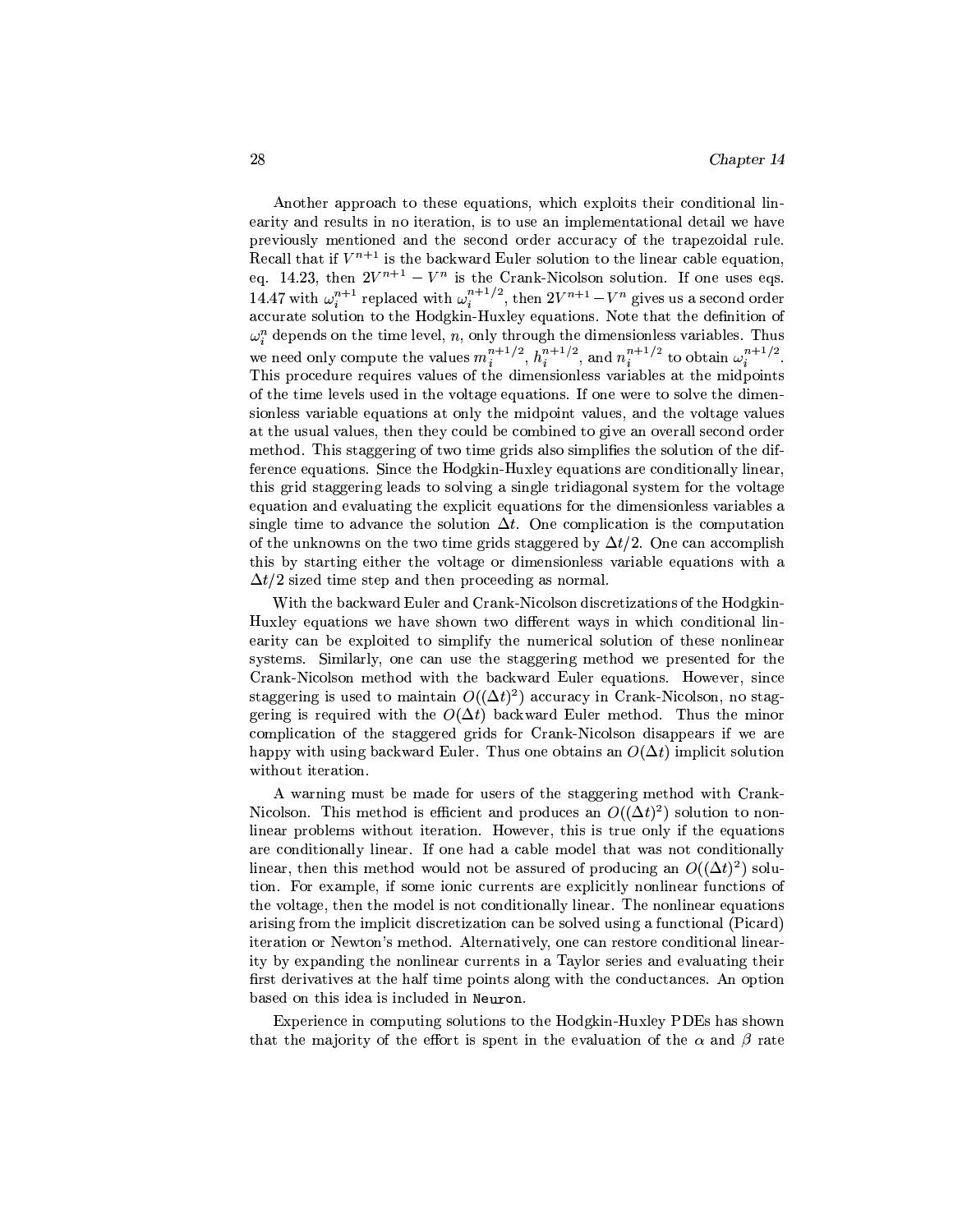Another approach to these equations, which exploits their conditional linearity and results in no iteration, is to use an implementational detail we have previously mentioned and the second order accuracy of the trapezoidal rule. Recall that if $V^{n+1}$ is the backward Euler solution to the linear cable equation, eq. 14.23, then $2V^{n+1} - V^n$ is the Crank-Nicolson solution. If one uses eqs. 14.47 with $\omega_i^{n+1}$ replaced with $\omega_i^{n+1/2}$, then $2V^{n+1} - V^n$ gives us a second order accurate solution to the Hodgkin-Huxley equations. Note that the definition of $\omega_i^n$ depends on the time level, $n$, only through the dimensionless variables. Thus we need only compute the values $m_i^{n+1/2}$, $h_i^{n+1/2}$, and $n_i^{n+1/2}$ to obtain $\omega_i^{n+1/2}$. This procedure requires values of the dimensionless variables at the midpoints of the time levels used in the voltage equations. If one were to solve the dimensionless variable equations at only the midpoint values, and the voltage values at the usual values, then they could be combined to give an overall second order method. This staggering of two time grids also simplifies the solution of the difference equations. Since the Hodgkin-Huxley equations are conditionally linear, this grid staggering leads to solving a single tridiagonal system for the voltage equation and evaluating the explicit equations for the dimensionless variables a single time to advance the solution $\Delta t$. One complication is the computation of the unknowns on the two time grids staggered by $\Delta t/2$. One can accomplish this by starting either the voltage or dimensionless variable equations with a $\Delta t/2$ sized time step and then proceeding as normal.

With the backward Euler and Crank-Nicolson discretizations of the Hodgkin-Huxley equations we have shown two different ways in which conditional linearity can be exploited to simplify the numerical solution of these nonlinear systems. Similarly, one can use the staggering method we presented for the Crank-Nicolson method with the backward Euler equations. However, since staggering is used to maintain $O((\Delta t)^2)$ accuracy in Crank-Nicolson, no staggering is required with the $O(\Delta t)$ backward Euler method. Thus the minor complication of the staggered grids for Crank-Nicolson disappears if we are happy with using backward Euler. Thus one obtains an $O(\Delta t)$ implicit solution without iteration.

A warning must be made for users of the staggering method with Crank-Nicolson. This method is efficient and produces an $O((\Delta t)^2)$ solution to nonlinear problems without iteration. However, this is true only if the equations are conditionally linear. If one had a cable model that was not conditionally linear, then this method would not be assured of producing an $O((\Delta t)^2)$ solution. For example, if some ionic currents are explicitly nonlinear functions of the voltage, then the model is not conditionally linear. The nonlinear equations arising from the implicit discretization can be solved using a functional (Picard) iteration or Newton's method. Alternatively, one can restore conditional linearity by expanding the nonlinear currents in a Taylor series and evaluating their first derivatives at the half time points along with the conductances. An option based on this idea is included in `Neuron`.

Experience in computing solutions to the Hodgkin-Huxley PDEs has shown that the majority of the effort is spent in the evaluation of the $\alpha$ and $\beta$ rate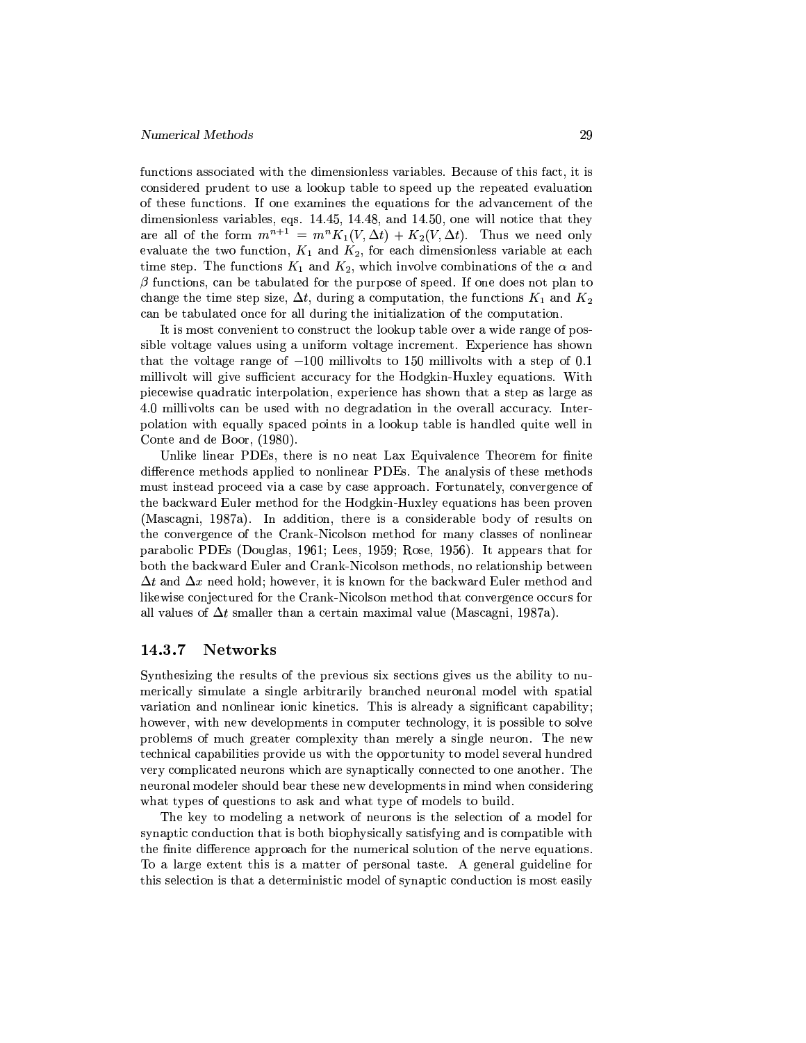functions associated with the dimensionless variables. Because of this fact, it is considered prudent to use a lookup table to speed up the repeated evaluation of these functions. If one examines the equations for the advancement of the dimensionless variables, eqs. 14.45, 14.48, and 14.50, one will notice that they are all of the form $m^{n+1} = m^n K_1(V, \Delta t) + K_2(V, \Delta t)$. Thus we need only evaluate the two function, $K_1$ and $K_2$, for each dimensionless variable at each time step. The functions $K_1$ and $K_2$, which involve combinations of the $\alpha$ and $\beta$ functions, can be tabulated for the purpose of speed. If one does not plan to change the time step size, $\Delta t$, during a computation, the functions $K_1$ and $K_2$ can be tabulated once for all during the initialization of the computation.

It is most convenient to construct the lookup table over a wide range of possible voltage values using a uniform voltage increment. Experience has shown that the voltage range of $-100$ millivolts to 150 millivolts with a step of 0.1 millivolt will give sufficient accuracy for the Hodgkin-Huxley equations. With piecewise quadratic interpolation, experience has shown that a step as large as 4.0 millivolts can be used with no degradation in the overall accuracy. Interpolation with equally spaced points in a lookup table is handled quite well in Conte and de Boor, (1980).

Unlike linear PDEs, there is no neat Lax Equivalence Theorem for finite difference methods applied to nonlinear PDEs. The analysis of these methods must instead proceed via a case by case approach. Fortunately, convergence of the backward Euler method for the Hodgkin-Huxley equations has been proven (Mascagni, 1987a). In addition, there is a considerable body of results on the convergence of the Crank-Nicolson method for many classes of nonlinear parabolic PDEs (Douglas, 1961; Lees, 1959; Rose, 1956). It appears that for both the backward Euler and Crank-Nicolson methods, no relationship between $\Delta t$ and $\Delta x$ need hold; however, it is known for the backward Euler method and likewise conjectured for the Crank-Nicolson method that convergence occurs for all values of $\Delta t$ smaller than a certain maximal value (Mascagni, 1987a).

### 14.3.7 Networks

Synthesizing the results of the previous six sections gives us the ability to numerically simulate a single arbitrarily branched neuronal model with spatial variation and nonlinear ionic kinetics. This is already a significant capability; however, with new developments in computer technology, it is possible to solve problems of much greater complexity than merely a single neuron. The new technical capabilities provide us with the opportunity to model several hundred very complicated neurons which are synaptically connected to one another. The neuronal modeler should bear these new developments in mind when considering what types of questions to ask and what type of models to build.

The key to modeling a network of neurons is the selection of a model for synaptic conduction that is both biophysically satisfying and is compatible with the finite difference approach for the numerical solution of the nerve equations. To a large extent this is a matter of personal taste. A general guideline for this selection is that a deterministic model of synaptic conduction is most easily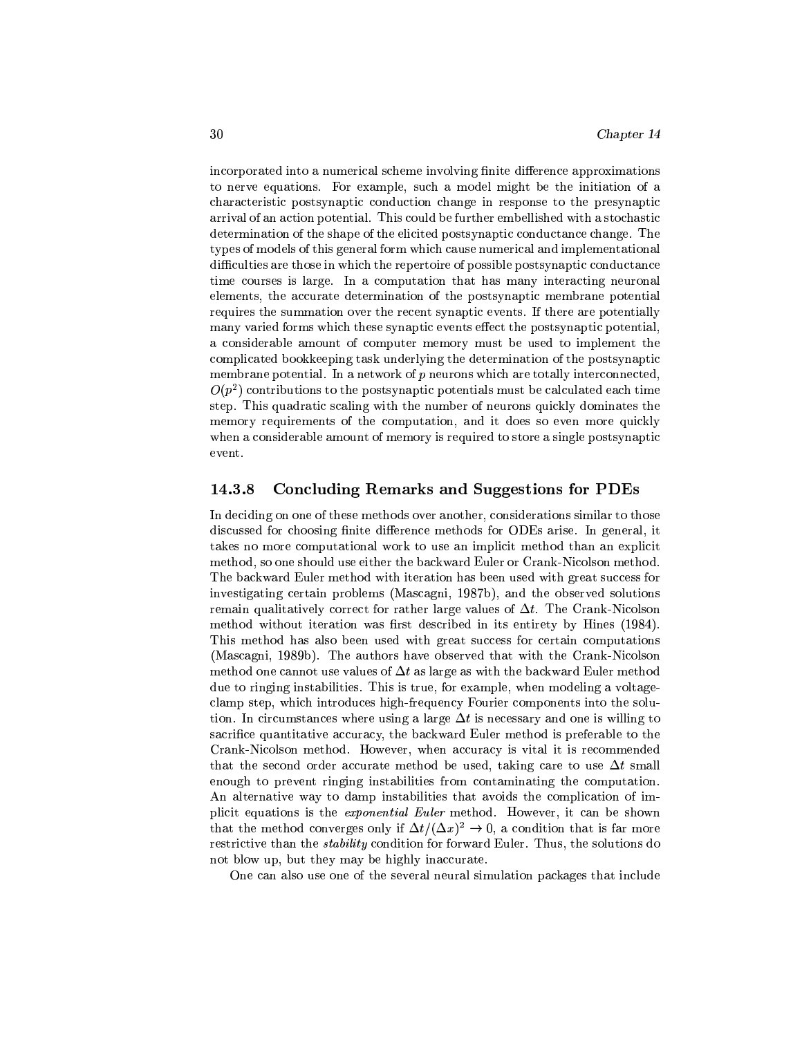incorporated into a numerical scheme involving finite difference approximations to nerve equations. For example, such a model might be the initiation of a characteristic postsynaptic conduction change in response to the presynaptic arrival of an action potential. This could be further embellished with a stochastic determination of the shape of the elicited postsynaptic conductance change. The types of models of this general form which cause numerical and implementational difficulties are those in which the repertoire of possible postsynaptic conductance time courses is large. In a computation that has many interacting neuronal elements, the accurate determination of the postsynaptic membrane potential requires the summation over the recent synaptic events. If there are potentially many varied forms which these synaptic events effect the postsynaptic potential, a considerable amount of computer memory must be used to implement the complicated bookkeeping task underlying the determination of the postsynaptic membrane potential. In a network of $p$ neurons which are totally interconnected, $O(p^2)$ contributions to the postsynaptic potentials must be calculated each time step. This quadratic scaling with the number of neurons quickly dominates the memory requirements of the computation, and it does so even more quickly when a considerable amount of memory is required to store a single postsynaptic event.

### 14.3.8 Concluding Remarks and Suggestions for PDEs

In deciding on one of these methods over another, considerations similar to those discussed for choosing finite difference methods for ODEs arise. In general, it takes no more computational work to use an implicit method than an explicit method, so one should use either the backward Euler or Crank-Nicolson method. The backward Euler method with iteration has been used with great success for investigating certain problems (Mascagni, 1987b), and the observed solutions remain qualitatively correct for rather large values of $\Delta t$. The Crank-Nicolson method without iteration was first described in its entirety by Hines (1984). This method has also been used with great success for certain computations (Mascagni, 1989b). The authors have observed that with the Crank-Nicolson method one cannot use values of $\Delta t$ as large as with the backward Euler method due to ringing instabilities. This is true, for example, when modeling a voltage-clamp step, which introduces high-frequency Fourier components into the solution. In circumstances where using a large $\Delta t$ is necessary and one is willing to sacrifice quantitative accuracy, the backward Euler method is preferable to the Crank-Nicolson method. However, when accuracy is vital it is recommended that the second order accurate method be used, taking care to use $\Delta t$ small enough to prevent ringing instabilities from contaminating the computation. An alternative way to damp instabilities that avoids the complication of implicit equations is the *exponential Euler* method. However, it can be shown that the method converges only if $\Delta t/(\Delta x)^2 \to 0$, a condition that is far more restrictive than the *stability* condition for forward Euler. Thus, the solutions do not blow up, but they may be highly inaccurate.

One can also use one of the several neural simulation packages that include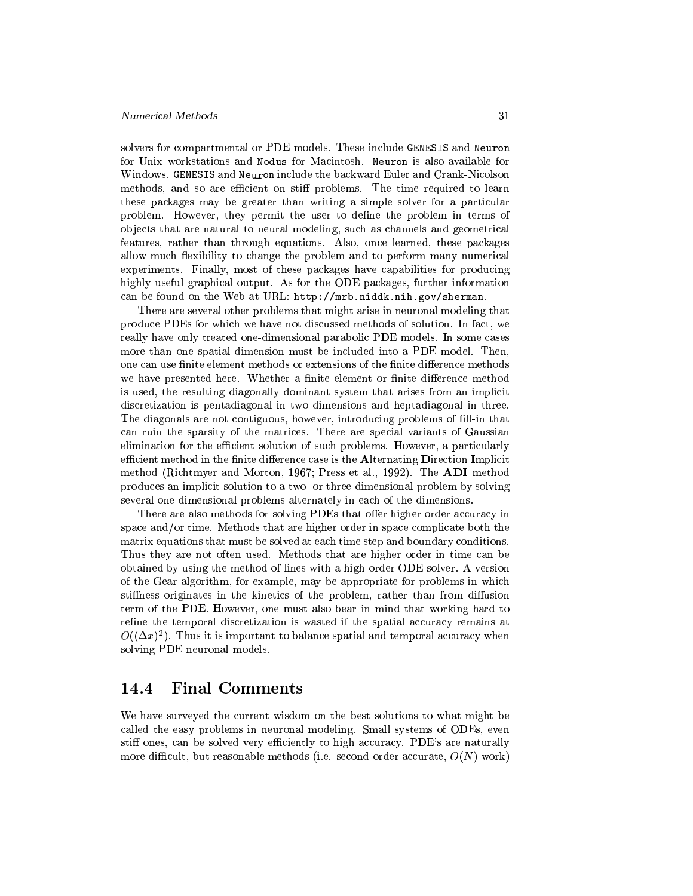solvers for compartmental or PDE models. These include `GENESIS` and `Neuron` for Unix workstations and `Nodus` for Macintosh. `Neuron` is also available for Windows. `GENESIS` and `Neuron` include the backward Euler and Crank-Nicolson methods, and so are efficient on stiff problems. The time required to learn these packages may be greater than writing a simple solver for a particular problem. However, they permit the user to define the problem in terms of objects that are natural to neural modeling, such as channels and geometrical features, rather than through equations. Also, once learned, these packages allow much flexibility to change the problem and to perform many numerical experiments. Finally, most of these packages have capabilities for producing highly useful graphical output. As for the ODE packages, further information can be found on the Web at URL: `http://mrb.niddk.nih.gov/sherman`.

There are several other problems that might arise in neuronal modeling that produce PDEs for which we have not discussed methods of solution. In fact, we really have only treated one-dimensional parabolic PDE models. In some cases more than one spatial dimension must be included into a PDE model. Then, one can use finite element methods or extensions of the finite difference methods we have presented here. Whether a finite element or finite difference method is used, the resulting diagonally dominant system that arises from an implicit discretization is pentadiagonal in two dimensions and heptadiagonal in three. The diagonals are not contiguous, however, introducing problems of fill-in that can ruin the sparsity of the matrices. There are special variants of Gaussian elimination for the efficient solution of such problems. However, a particularly efficient method in the finite difference case is the **A**lternating **D**irection **I**mplicit method (Richtmyer and Morton, 1967; Press et al., 1992). The **ADI** method produces an implicit solution to a two- or three-dimensional problem by solving several one-dimensional problems alternately in each of the dimensions.

There are also methods for solving PDEs that offer higher order accuracy in space and/or time. Methods that are higher order in space complicate both the matrix equations that must be solved at each time step and boundary conditions. Thus they are not often used. Methods that are higher order in time can be obtained by using the method of lines with a high-order ODE solver. A version of the Gear algorithm, for example, may be appropriate for problems in which stiffness originates in the kinetics of the problem, rather than from diffusion term of the PDE. However, one must also bear in mind that working hard to refine the temporal discretization is wasted if the spatial accuracy remains at $O((\Delta x)^2)$. Thus it is important to balance spatial and temporal accuracy when solving PDE neuronal models.

## 14.4 Final Comments

We have surveyed the current wisdom on the best solutions to what might be called the easy problems in neuronal modeling. Small systems of ODEs, even stiff ones, can be solved very efficiently to high accuracy. PDE's are naturally more difficult, but reasonable methods (i.e. second-order accurate, $O(N)$ work)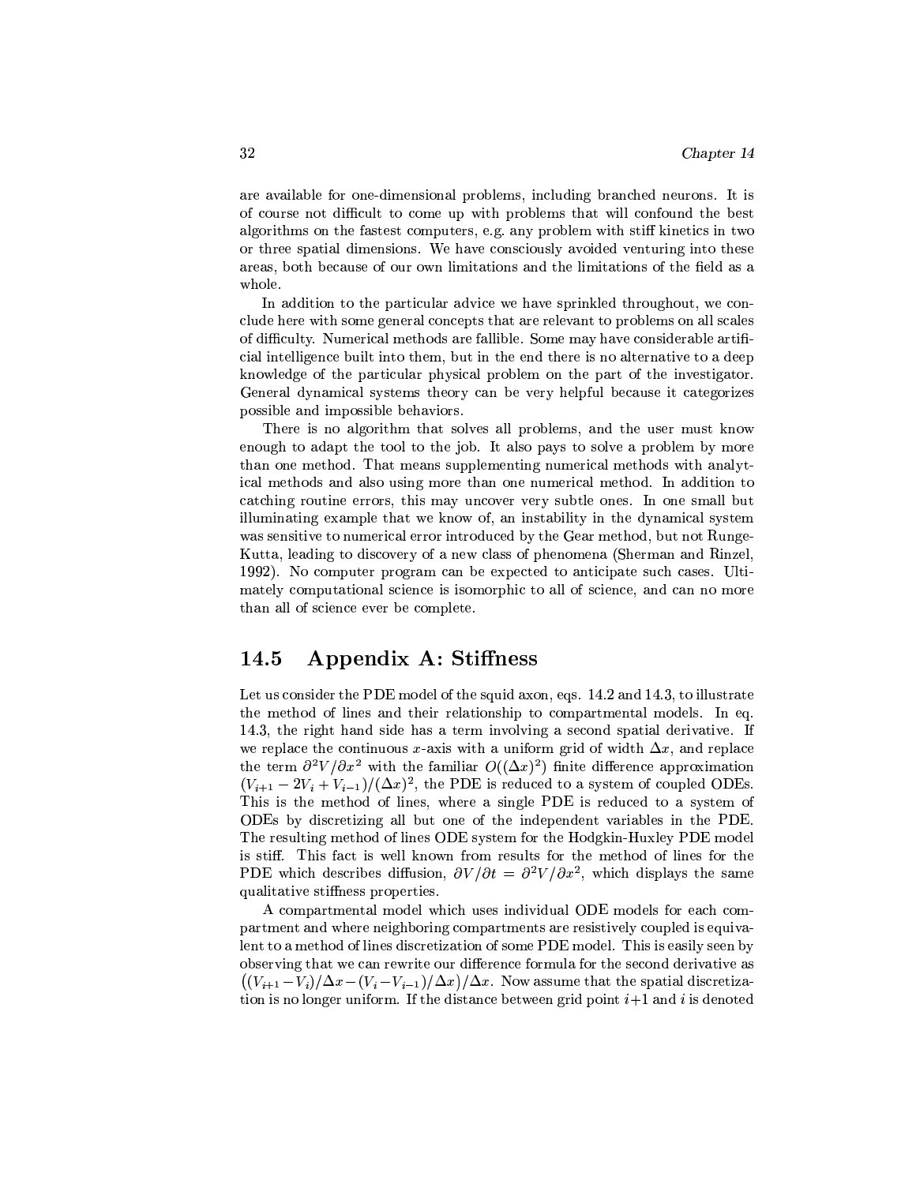are available for one-dimensional problems, including branched neurons. It is of course not difficult to come up with problems that will confound the best algorithms on the fastest computers, e.g. any problem with stiff kinetics in two or three spatial dimensions. We have consciously avoided venturing into these areas, both because of our own limitations and the limitations of the field as a whole.

In addition to the particular advice we have sprinkled throughout, we conclude here with some general concepts that are relevant to problems on all scales of difficulty. Numerical methods are fallible. Some may have considerable artificial intelligence built into them, but in the end there is no alternative to a deep knowledge of the particular physical problem on the part of the investigator. General dynamical systems theory can be very helpful because it categorizes possible and impossible behaviors.

There is no algorithm that solves all problems, and the user must know enough to adapt the tool to the job. It also pays to solve a problem by more than one method. That means supplementing numerical methods with analytical methods and also using more than one numerical method. In addition to catching routine errors, this may uncover very subtle ones. In one small but illuminating example that we know of, an instability in the dynamical system was sensitive to numerical error introduced by the Gear method, but not Runge-Kutta, leading to discovery of a new class of phenomena (Sherman and Rinzel, 1992). No computer program can be expected to anticipate such cases. Ultimately computational science is isomorphic to all of science, and can no more than all of science ever be complete.

## 14.5 Appendix A: Stiffness

Let us consider the PDE model of the squid axon, eqs. 14.2 and 14.3, to illustrate the method of lines and their relationship to compartmental models. In eq. 14.3, the right hand side has a term involving a second spatial derivative. If we replace the continuous $x$-axis with a uniform grid of width $\Delta x$, and replace the term $\partial^2 V/\partial x^2$ with the familiar $O((\Delta x)^2)$ finite difference approximation $(V_{i+1} - 2V_i + V_{i-1})/(\Delta x)^2$, the PDE is reduced to a system of coupled ODEs. This is the method of lines, where a single PDE is reduced to a system of ODEs by discretizing all but one of the independent variables in the PDE. The resulting method of lines ODE system for the Hodgkin-Huxley PDE model is stiff. This fact is well known from results for the method of lines for the PDE which describes diffusion, $\partial V/\partial t = \partial^2 V/\partial x^2$, which displays the same qualitative stiffness properties.

A compartmental model which uses individual ODE models for each compartment and where neighboring compartments are resistively coupled is equivalent to a method of lines discretization of some PDE model. This is easily seen by observing that we can rewrite our difference formula for the second derivative as $\big((V_{i+1} - V_i)/\Delta x - (V_i - V_{i-1})/\Delta x\big)/\Delta x$. Now assume that the spatial discretization is no longer uniform. If the distance between grid point $i+1$ and $i$ is denoted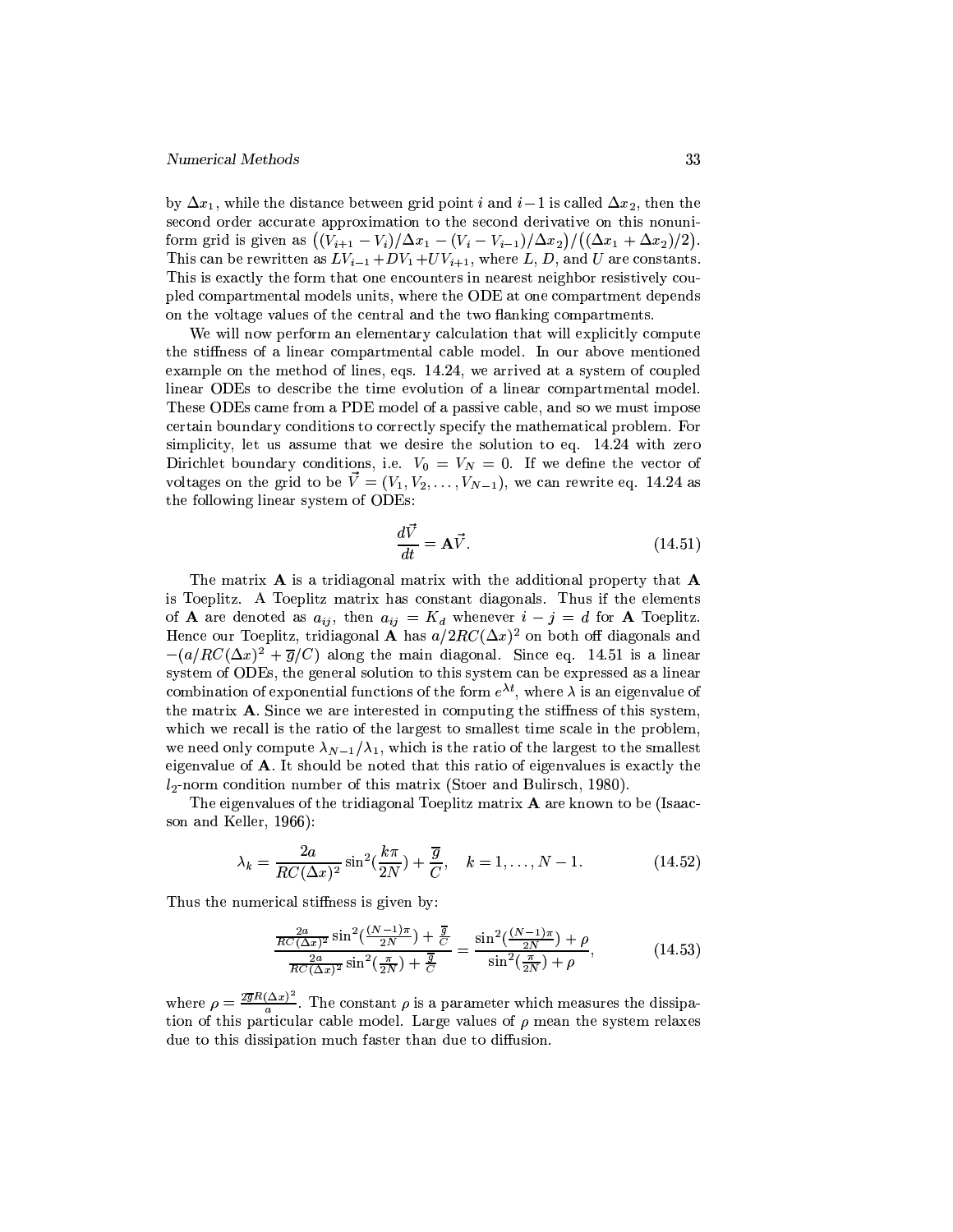by $\Delta x_1$, while the distance between grid point $i$ and $i-1$ is called $\Delta x_2$, then the second order accurate approximation to the second derivative on this nonuniform grid is given as $\big((V_{i+1} - V_i)/\Delta x_1 - (V_i - V_{i-1})/\Delta x_2\big)/\big((\Delta x_1 + \Delta x_2)/2\big)$. This can be rewritten as $LV_{i-1} + DV_1 + UV_{i+1}$, where $L$, $D$, and $U$ are constants. This is exactly the form that one encounters in nearest neighbor resistively coupled compartmental models units, where the ODE at one compartment depends on the voltage values of the central and the two flanking compartments.

We will now perform an elementary calculation that will explicitly compute the stiffness of a linear compartmental cable model. In our above mentioned example on the method of lines, eqs. 14.24, we arrived at a system of coupled linear ODEs to describe the time evolution of a linear compartmental model. These ODEs came from a PDE model of a passive cable, and so we must impose certain boundary conditions to correctly specify the mathematical problem. For simplicity, let us assume that we desire the solution to eq. 14.24 with zero Dirichlet boundary conditions, i.e. $V_0 = V_N = 0$. If we define the vector of voltages on the grid to be $\vec{V} = (V_1, V_2, \ldots, V_{N-1})$, we can rewrite eq. 14.24 as the following linear system of ODEs:

$$\frac{d\vec{V}}{dt} = \mathbf{A}\vec{V}. \tag{14.51}$$

The matrix $\mathbf{A}$ is a tridiagonal matrix with the additional property that $\mathbf{A}$ is Toeplitz. A Toeplitz matrix has constant diagonals. Thus if the elements of $\mathbf{A}$ are denoted as $a_{ij}$, then $a_{ij} = K_d$ whenever $i - j = d$ for $\mathbf{A}$ Toeplitz. Hence our Toeplitz, tridiagonal $\mathbf{A}$ has $a/2RC(\Delta x)^2$ on both off diagonals and $-(a/RC(\Delta x)^2 + \overline{g}/C)$ along the main diagonal. Since eq. 14.51 is a linear system of ODEs, the general solution to this system can be expressed as a linear combination of exponential functions of the form $e^{\lambda t}$, where $\lambda$ is an eigenvalue of the matrix $\mathbf{A}$. Since we are interested in computing the stiffness of this system, which we recall is the ratio of the largest to smallest time scale in the problem, we need only compute $\lambda_{N-1}/\lambda_1$, which is the ratio of the largest to the smallest eigenvalue of $\mathbf{A}$. It should be noted that this ratio of eigenvalues is exactly the $l_2$-norm condition number of this matrix (Stoer and Bulirsch, 1980).

The eigenvalues of the tridiagonal Toeplitz matrix $\mathbf{A}$ are known to be (Isaacson and Keller, 1966):

$$\lambda_k = \frac{2a}{RC(\Delta x)^2}\sin^2(\frac{k\pi}{2N}) + \frac{\overline{g}}{C}, \quad k = 1, \ldots, N-1. \tag{14.52}$$

Thus the numerical stiffness is given by:

$$\frac{\frac{2a}{RC(\Delta x)^2}\sin^2(\frac{(N-1)\pi}{2N}) + \frac{\overline{g}}{C}}{\frac{2a}{RC(\Delta x)^2}\sin^2(\frac{\pi}{2N}) + \frac{\overline{g}}{C}} = \frac{\sin^2(\frac{(N-1)\pi}{2N}) + \rho}{\sin^2(\frac{\pi}{2N}) + \rho}, \tag{14.53}$$

where $\rho = \frac{2\overline{g}R(\Delta x)^2}{a}$. The constant $\rho$ is a parameter which measures the dissipation of this particular cable model. Large values of $\rho$ mean the system relaxes due to this dissipation much faster than due to diffusion.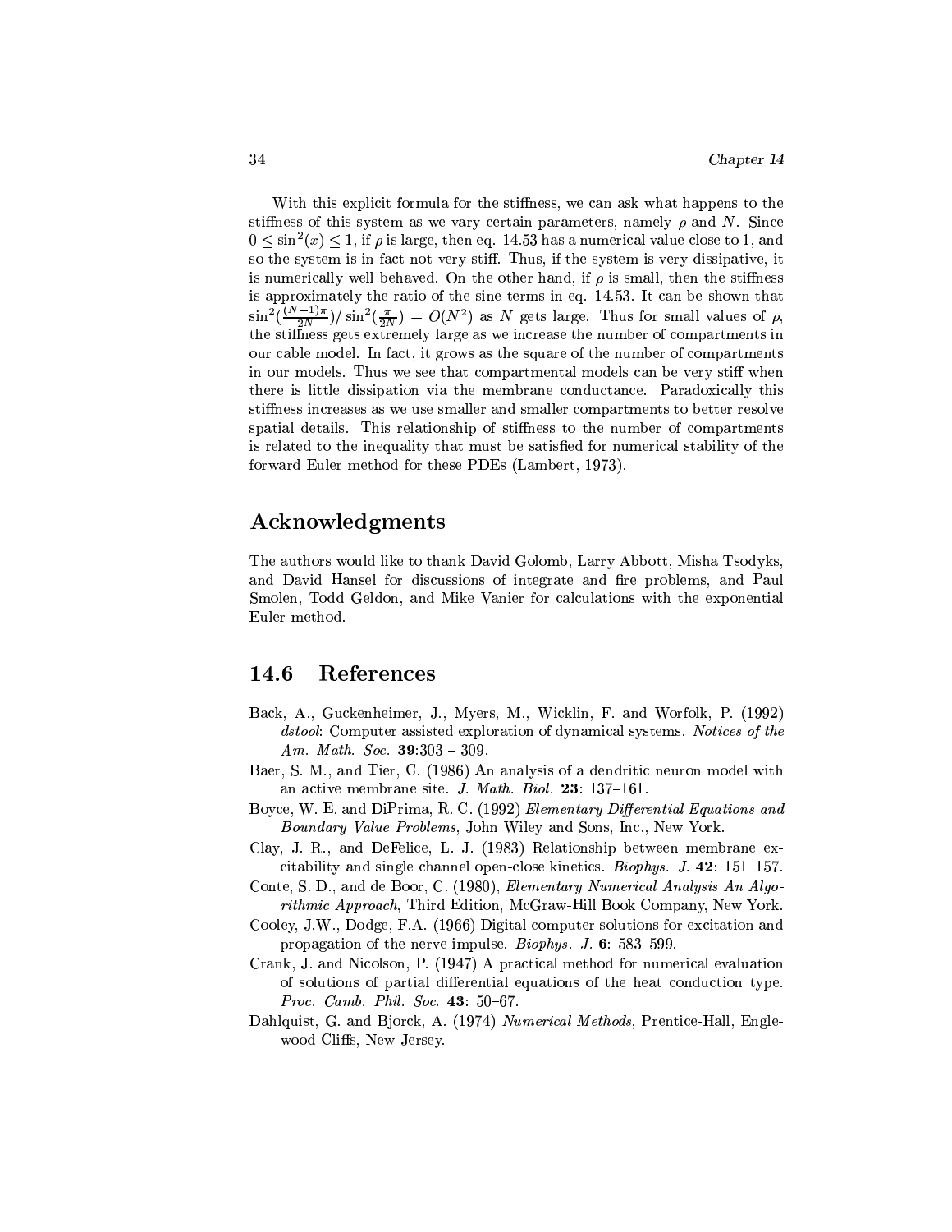With this explicit formula for the stiffness, we can ask what happens to the stiffness of this system as we vary certain parameters, namely $\rho$ and $N$. Since $0 \leq \sin^2(x) \leq 1$, if $\rho$ is large, then eq. 14.53 has a numerical value close to 1, and so the system is in fact not very stiff. Thus, if the system is very dissipative, it is numerically well behaved. On the other hand, if $\rho$ is small, then the stiffness is approximately the ratio of the sine terms in eq. 14.53. It can be shown that $\sin^2(\frac{(N-1)\pi}{2N})/\sin^2(\frac{\pi}{2N}) = O(N^2)$ as $N$ gets large. Thus for small values of $\rho$, the stiffness gets extremely large as we increase the number of compartments in our cable model. In fact, it grows as the square of the number of compartments in our models. Thus we see that compartmental models can be very stiff when there is little dissipation via the membrane conductance. Paradoxically this stiffness increases as we use smaller and smaller compartments to better resolve spatial details. This relationship of stiffness to the number of compartments is related to the inequality that must be satisfied for numerical stability of the forward Euler method for these PDEs (Lambert, 1973).

## Acknowledgments

The authors would like to thank David Golomb, Larry Abbott, Misha Tsodyks, and David Hansel for discussions of integrate and fire problems, and Paul Smolen, Todd Geldon, and Mike Vanier for calculations with the exponential Euler method.

## 14.6 References

Back, A., Guckenheimer, J., Myers, M., Wicklin, F. and Worfolk, P. (1992) *dstool*: Computer assisted exploration of dynamical systems. *Notices of the Am. Math. Soc.* **39**:303 – 309.

Baer, S. M., and Tier, C. (1986) An analysis of a dendritic neuron model with an active membrane site. *J. Math. Biol.* **23**: 137–161.

Boyce, W. E. and DiPrima, R. C. (1992) *Elementary Differential Equations and Boundary Value Problems*, John Wiley and Sons, Inc., New York.

Clay, J. R., and DeFelice, L. J. (1983) Relationship between membrane excitability and single channel open-close kinetics. *Biophys. J.* **42**: 151–157.

Conte, S. D., and de Boor, C. (1980), *Elementary Numerical Analysis An Algorithmic Approach*, Third Edition, McGraw-Hill Book Company, New York.

Cooley, J.W., Dodge, F.A. (1966) Digital computer solutions for excitation and propagation of the nerve impulse. *Biophys. J.* **6**: 583–599.

Crank, J. and Nicolson, P. (1947) A practical method for numerical evaluation of solutions of partial differential equations of the heat conduction type. *Proc. Camb. Phil. Soc.* **43**: 50–67.

Dahlquist, G. and Bjorck, A. (1974) *Numerical Methods*, Prentice-Hall, Englewood Cliffs, New Jersey.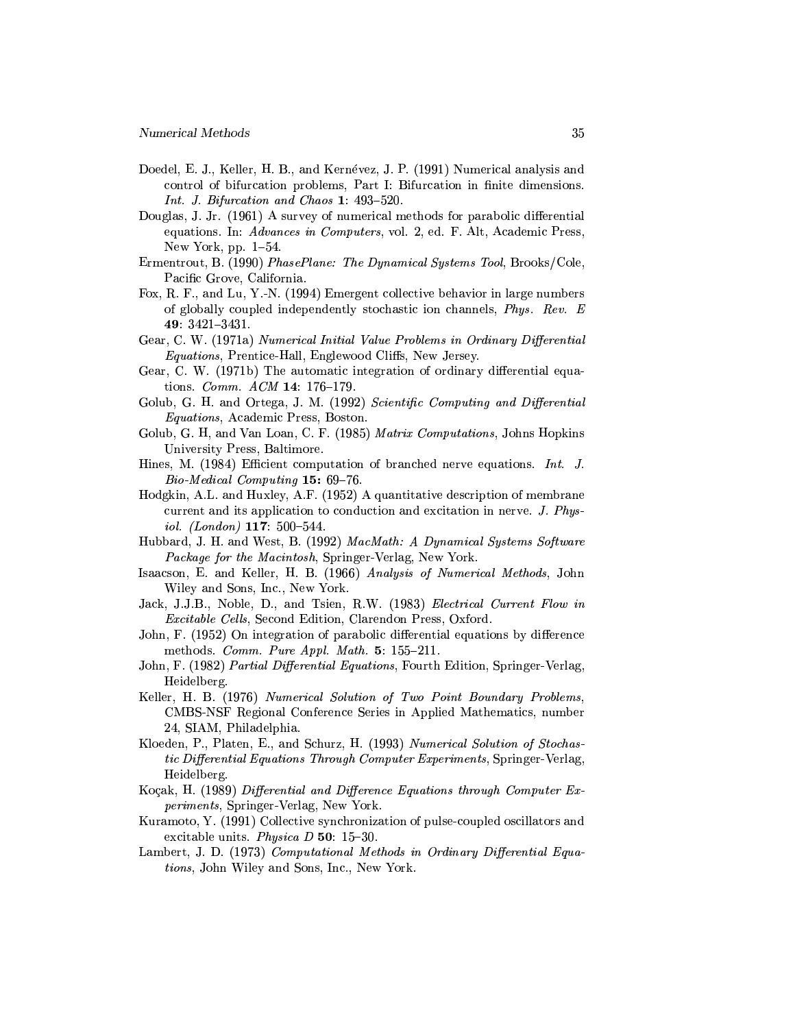Doedel, E. J., Keller, H. B., and Kernévez, J. P. (1991) Numerical analysis and control of bifurcation problems, Part I: Bifurcation in finite dimensions. *Int. J. Bifurcation and Chaos* **1**: 493–520.

Douglas, J. Jr. (1961) A survey of numerical methods for parabolic differential equations. In: *Advances in Computers*, vol. 2, ed. F. Alt, Academic Press, New York, pp. 1–54.

Ermentrout, B. (1990) *PhasePlane: The Dynamical Systems Tool*, Brooks/Cole, Pacific Grove, California.

Fox, R. F., and Lu, Y.-N. (1994) Emergent collective behavior in large numbers of globally coupled independently stochastic ion channels, *Phys. Rev. E* **49**: 3421–3431.

Gear, C. W. (1971a) *Numerical Initial Value Problems in Ordinary Differential Equations*, Prentice-Hall, Englewood Cliffs, New Jersey.

Gear, C. W. (1971b) The automatic integration of ordinary differential equations. *Comm. ACM* **14**: 176–179.

Golub, G. H. and Ortega, J. M. (1992) *Scientific Computing and Differential Equations*, Academic Press, Boston.

Golub, G. H, and Van Loan, C. F. (1985) *Matrix Computations*, Johns Hopkins University Press, Baltimore.

Hines, M. (1984) Efficient computation of branched nerve equations. *Int. J. Bio-Medical Computing* **15:** 69–76.

Hodgkin, A.L. and Huxley, A.F. (1952) A quantitative description of membrane current and its application to conduction and excitation in nerve. *J. Physiol. (London)* **117**: 500–544.

Hubbard, J. H. and West, B. (1992) *MacMath: A Dynamical Systems Software Package for the Macintosh*, Springer-Verlag, New York.

Isaacson, E. and Keller, H. B. (1966) *Analysis of Numerical Methods*, John Wiley and Sons, Inc., New York.

Jack, J.J.B., Noble, D., and Tsien, R.W. (1983) *Electrical Current Flow in Excitable Cells*, Second Edition, Clarendon Press, Oxford.

John, F. (1952) On integration of parabolic differential equations by difference methods. *Comm. Pure Appl. Math.* **5**: 155–211.

John, F. (1982) *Partial Differential Equations*, Fourth Edition, Springer-Verlag, Heidelberg.

Keller, H. B. (1976) *Numerical Solution of Two Point Boundary Problems*, CMBS-NSF Regional Conference Series in Applied Mathematics, number 24, SIAM, Philadelphia.

Kloeden, P., Platen, E., and Schurz, H. (1993) *Numerical Solution of Stochastic Differential Equations Through Computer Experiments*, Springer-Verlag, Heidelberg.

Koçak, H. (1989) *Differential and Difference Equations through Computer Experiments*, Springer-Verlag, New York.

Kuramoto, Y. (1991) Collective synchronization of pulse-coupled oscillators and excitable units. *Physica D* **50**: 15–30.

Lambert, J. D. (1973) *Computational Methods in Ordinary Differential Equations*, John Wiley and Sons, Inc., New York.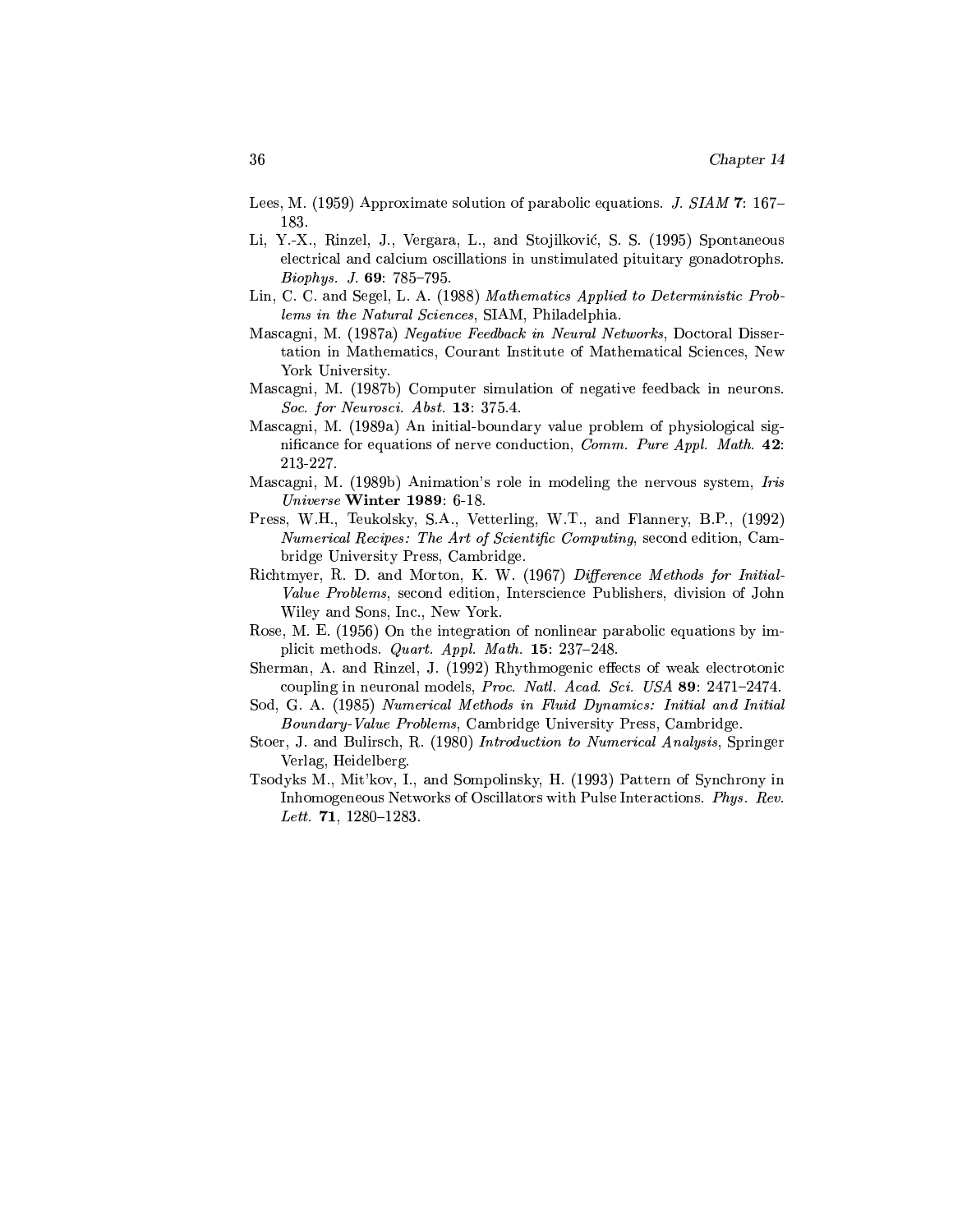Lees, M. (1959) Approximate solution of parabolic equations. *J. SIAM* **7**: 167–183.

Li, Y.-X., Rinzel, J., Vergara, L., and Stojilković, S. S. (1995) Spontaneous electrical and calcium oscillations in unstimulated pituitary gonadotrophs. *Biophys. J.* **69**: 785–795.

Lin, C. C. and Segel, L. A. (1988) *Mathematics Applied to Deterministic Problems in the Natural Sciences*, SIAM, Philadelphia.

Mascagni, M. (1987a) *Negative Feedback in Neural Networks*, Doctoral Dissertation in Mathematics, Courant Institute of Mathematical Sciences, New York University.

Mascagni, M. (1987b) Computer simulation of negative feedback in neurons. *Soc. for Neurosci. Abst.* **13**: 375.4.

Mascagni, M. (1989a) An initial-boundary value problem of physiological significance for equations of nerve conduction, *Comm. Pure Appl. Math.* **42**: 213-227.

Mascagni, M. (1989b) Animation's role in modeling the nervous system, *Iris Universe* **Winter 1989**: 6-18.

Press, W.H., Teukolsky, S.A., Vetterling, W.T., and Flannery, B.P., (1992) *Numerical Recipes: The Art of Scientific Computing*, second edition, Cambridge University Press, Cambridge.

Richtmyer, R. D. and Morton, K. W. (1967) *Difference Methods for Initial-Value Problems*, second edition, Interscience Publishers, division of John Wiley and Sons, Inc., New York.

Rose, M. E. (1956) On the integration of nonlinear parabolic equations by implicit methods. *Quart. Appl. Math.* **15**: 237–248.

Sherman, A. and Rinzel, J. (1992) Rhythmogenic effects of weak electrotonic coupling in neuronal models, *Proc. Natl. Acad. Sci. USA* **89**: 2471–2474.

Sod, G. A. (1985) *Numerical Methods in Fluid Dynamics: Initial and Initial Boundary-Value Problems*, Cambridge University Press, Cambridge.

Stoer, J. and Bulirsch, R. (1980) *Introduction to Numerical Analysis*, Springer Verlag, Heidelberg.

Tsodyks M., Mit'kov, I., and Sompolinsky, H. (1993) Pattern of Synchrony in Inhomogeneous Networks of Oscillators with Pulse Interactions. *Phys. Rev. Lett.* **71**, 1280–1283.